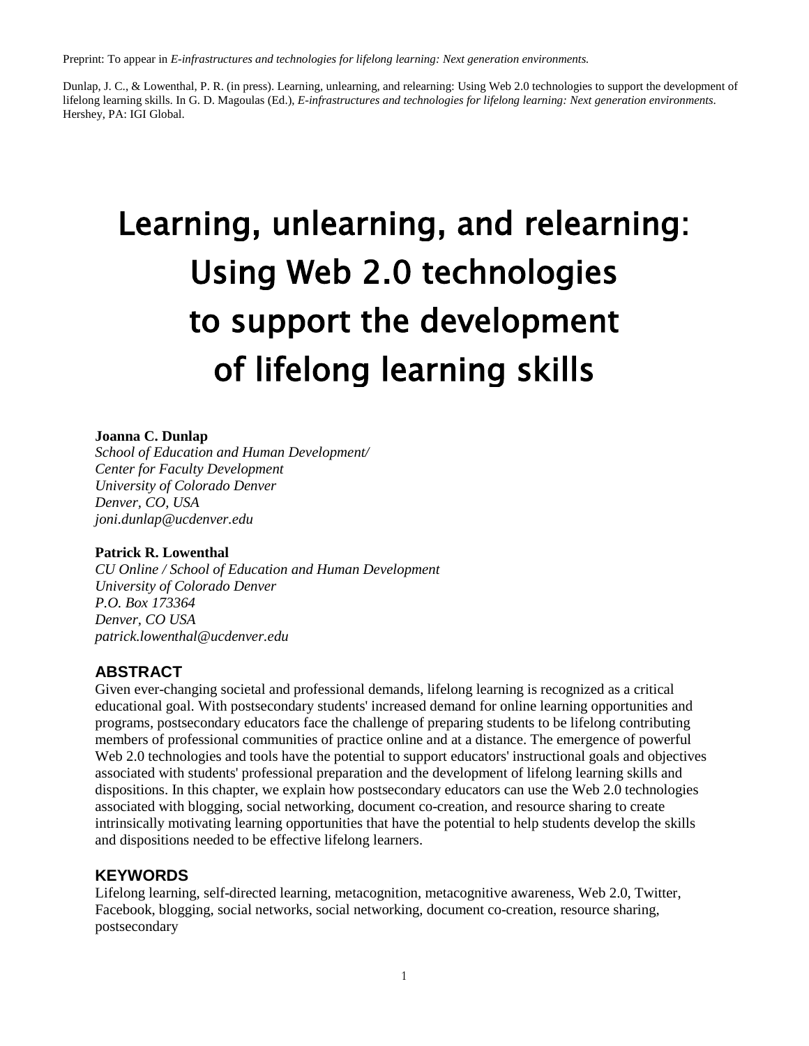Preprint: To appear in *E-infrastructures and technologies for lifelong learning: Next generation environments.*

Dunlap, J. C., & Lowenthal, P. R. (in press). Learning, unlearning, and relearning: Using Web 2.0 technologies to support the development of lifelong learning skills. In G. D. Magoulas (Ed.), *E-infrastructures and technologies for lifelong learning: Next generation environments*. Hershey, PA: IGI Global.

# Learning, unlearning, and relearning: Using Web 2.0 technologies to support the development of lifelong learning skills

**Joanna C. Dunlap**
*School of Education and Human Development/*
*Center for Faculty Development*
*University of Colorado Denver*
*Denver, CO, USA*
*joni.dunlap@ucdenver.edu*

**Patrick R. Lowenthal**
*CU Online / School of Education and Human Development*
*University of Colorado Denver*
*P.O. Box 173364*
*Denver, CO USA*
*patrick.lowenthal@ucdenver.edu*

## ABSTRACT

Given ever-changing societal and professional demands, lifelong learning is recognized as a critical educational goal. With postsecondary students' increased demand for online learning opportunities and programs, postsecondary educators face the challenge of preparing students to be lifelong contributing members of professional communities of practice online and at a distance. The emergence of powerful Web 2.0 technologies and tools have the potential to support educators' instructional goals and objectives associated with students' professional preparation and the development of lifelong learning skills and dispositions. In this chapter, we explain how postsecondary educators can use the Web 2.0 technologies associated with blogging, social networking, document co-creation, and resource sharing to create intrinsically motivating learning opportunities that have the potential to help students develop the skills and dispositions needed to be effective lifelong learners.

## KEYWORDS

Lifelong learning, self-directed learning, metacognition, metacognitive awareness, Web 2.0, Twitter, Facebook, blogging, social networks, social networking, document co-creation, resource sharing, postsecondary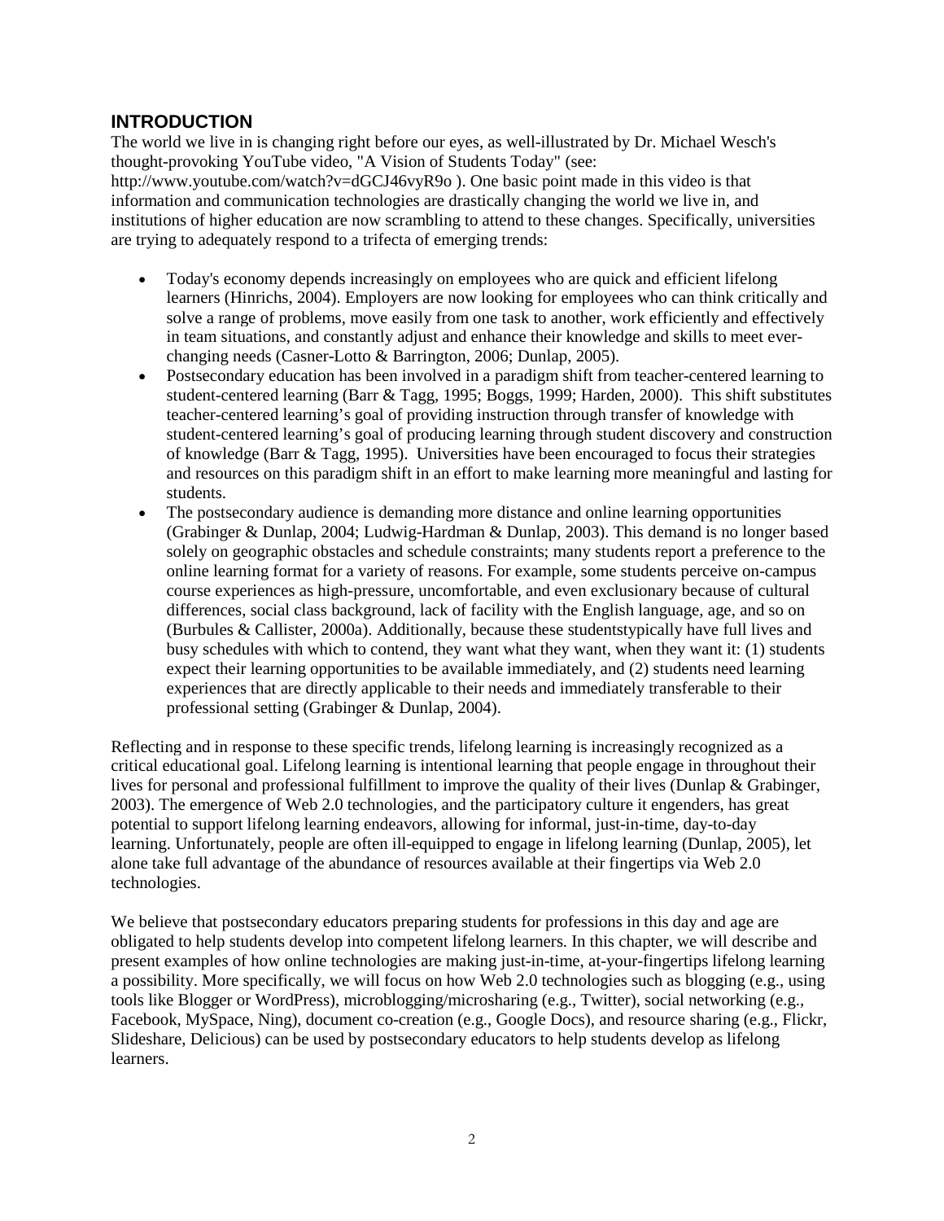## INTRODUCTION

The world we live in is changing right before our eyes, as well-illustrated by Dr. Michael Wesch's thought-provoking YouTube video, "A Vision of Students Today" (see: http://www.youtube.com/watch?v=dGCJ46vyR9o ). One basic point made in this video is that information and communication technologies are drastically changing the world we live in, and institutions of higher education are now scrambling to attend to these changes. Specifically, universities are trying to adequately respond to a trifecta of emerging trends:

- Today's economy depends increasingly on employees who are quick and efficient lifelong learners (Hinrichs, 2004). Employers are now looking for employees who can think critically and solve a range of problems, move easily from one task to another, work efficiently and effectively in team situations, and constantly adjust and enhance their knowledge and skills to meet ever-changing needs (Casner-Lotto & Barrington, 2006; Dunlap, 2005).
- Postsecondary education has been involved in a paradigm shift from teacher-centered learning to student-centered learning (Barr & Tagg, 1995; Boggs, 1999; Harden, 2000). This shift substitutes teacher-centered learning's goal of providing instruction through transfer of knowledge with student-centered learning's goal of producing learning through student discovery and construction of knowledge (Barr & Tagg, 1995). Universities have been encouraged to focus their strategies and resources on this paradigm shift in an effort to make learning more meaningful and lasting for students.
- The postsecondary audience is demanding more distance and online learning opportunities (Grabinger & Dunlap, 2004; Ludwig-Hardman & Dunlap, 2003). This demand is no longer based solely on geographic obstacles and schedule constraints; many students report a preference to the online learning format for a variety of reasons. For example, some students perceive on-campus course experiences as high-pressure, uncomfortable, and even exclusionary because of cultural differences, social class background, lack of facility with the English language, age, and so on (Burbules & Callister, 2000a). Additionally, because these studentstypically have full lives and busy schedules with which to contend, they want what they want, when they want it: (1) students expect their learning opportunities to be available immediately, and (2) students need learning experiences that are directly applicable to their needs and immediately transferable to their professional setting (Grabinger & Dunlap, 2004).

Reflecting and in response to these specific trends, lifelong learning is increasingly recognized as a critical educational goal. Lifelong learning is intentional learning that people engage in throughout their lives for personal and professional fulfillment to improve the quality of their lives (Dunlap & Grabinger, 2003). The emergence of Web 2.0 technologies, and the participatory culture it engenders, has great potential to support lifelong learning endeavors, allowing for informal, just-in-time, day-to-day learning. Unfortunately, people are often ill-equipped to engage in lifelong learning (Dunlap, 2005), let alone take full advantage of the abundance of resources available at their fingertips via Web 2.0 technologies.

We believe that postsecondary educators preparing students for professions in this day and age are obligated to help students develop into competent lifelong learners. In this chapter, we will describe and present examples of how online technologies are making just-in-time, at-your-fingertips lifelong learning a possibility. More specifically, we will focus on how Web 2.0 technologies such as blogging (e.g., using tools like Blogger or WordPress), microblogging/microsharing (e.g., Twitter), social networking (e.g., Facebook, MySpace, Ning), document co-creation (e.g., Google Docs), and resource sharing (e.g., Flickr, Slideshare, Delicious) can be used by postsecondary educators to help students develop as lifelong learners.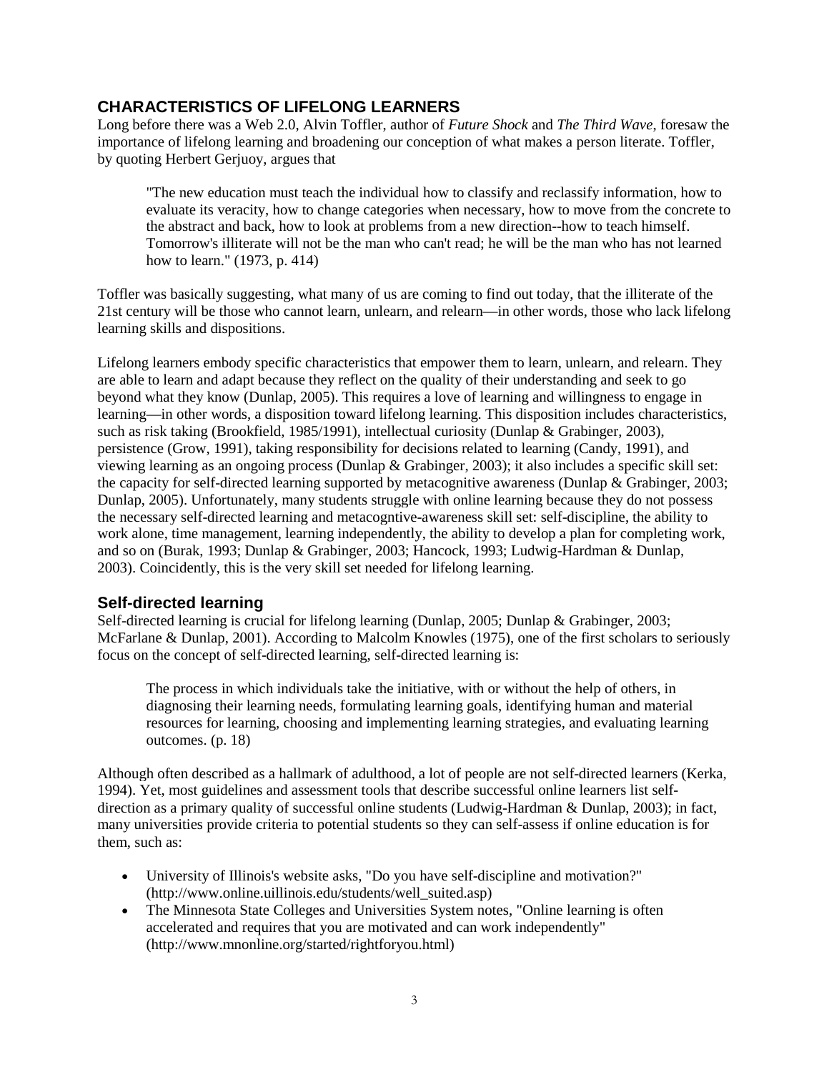## CHARACTERISTICS OF LIFELONG LEARNERS

Long before there was a Web 2.0, Alvin Toffler, author of *Future Shock* and *The Third Wave*, foresaw the importance of lifelong learning and broadening our conception of what makes a person literate. Toffler, by quoting Herbert Gerjuoy, argues that

> "The new education must teach the individual how to classify and reclassify information, how to evaluate its veracity, how to change categories when necessary, how to move from the concrete to the abstract and back, how to look at problems from a new direction--how to teach himself. Tomorrow's illiterate will not be the man who can't read; he will be the man who has not learned how to learn." (1973, p. 414)

Toffler was basically suggesting, what many of us are coming to find out today, that the illiterate of the 21st century will be those who cannot learn, unlearn, and relearn—in other words, those who lack lifelong learning skills and dispositions.

Lifelong learners embody specific characteristics that empower them to learn, unlearn, and relearn. They are able to learn and adapt because they reflect on the quality of their understanding and seek to go beyond what they know (Dunlap, 2005). This requires a love of learning and willingness to engage in learning—in other words, a disposition toward lifelong learning. This disposition includes characteristics, such as risk taking (Brookfield, 1985/1991), intellectual curiosity (Dunlap & Grabinger, 2003), persistence (Grow, 1991), taking responsibility for decisions related to learning (Candy, 1991), and viewing learning as an ongoing process (Dunlap & Grabinger, 2003); it also includes a specific skill set: the capacity for self-directed learning supported by metacognitive awareness (Dunlap & Grabinger, 2003; Dunlap, 2005). Unfortunately, many students struggle with online learning because they do not possess the necessary self-directed learning and metacogntive-awareness skill set: self-discipline, the ability to work alone, time management, learning independently, the ability to develop a plan for completing work, and so on (Burak, 1993; Dunlap & Grabinger, 2003; Hancock, 1993; Ludwig-Hardman & Dunlap, 2003). Coincidently, this is the very skill set needed for lifelong learning.

### Self-directed learning

Self-directed learning is crucial for lifelong learning (Dunlap, 2005; Dunlap & Grabinger, 2003; McFarlane & Dunlap, 2001). According to Malcolm Knowles (1975), one of the first scholars to seriously focus on the concept of self-directed learning, self-directed learning is:

> The process in which individuals take the initiative, with or without the help of others, in diagnosing their learning needs, formulating learning goals, identifying human and material resources for learning, choosing and implementing learning strategies, and evaluating learning outcomes. (p. 18)

Although often described as a hallmark of adulthood, a lot of people are not self-directed learners (Kerka, 1994). Yet, most guidelines and assessment tools that describe successful online learners list self-direction as a primary quality of successful online students (Ludwig-Hardman & Dunlap, 2003); in fact, many universities provide criteria to potential students so they can self-assess if online education is for them, such as:

- University of Illinois's website asks, "Do you have self-discipline and motivation?" (http://www.online.uillinois.edu/students/well_suited.asp)
- The Minnesota State Colleges and Universities System notes, "Online learning is often accelerated and requires that you are motivated and can work independently" (http://www.mnonline.org/started/rightforyou.html)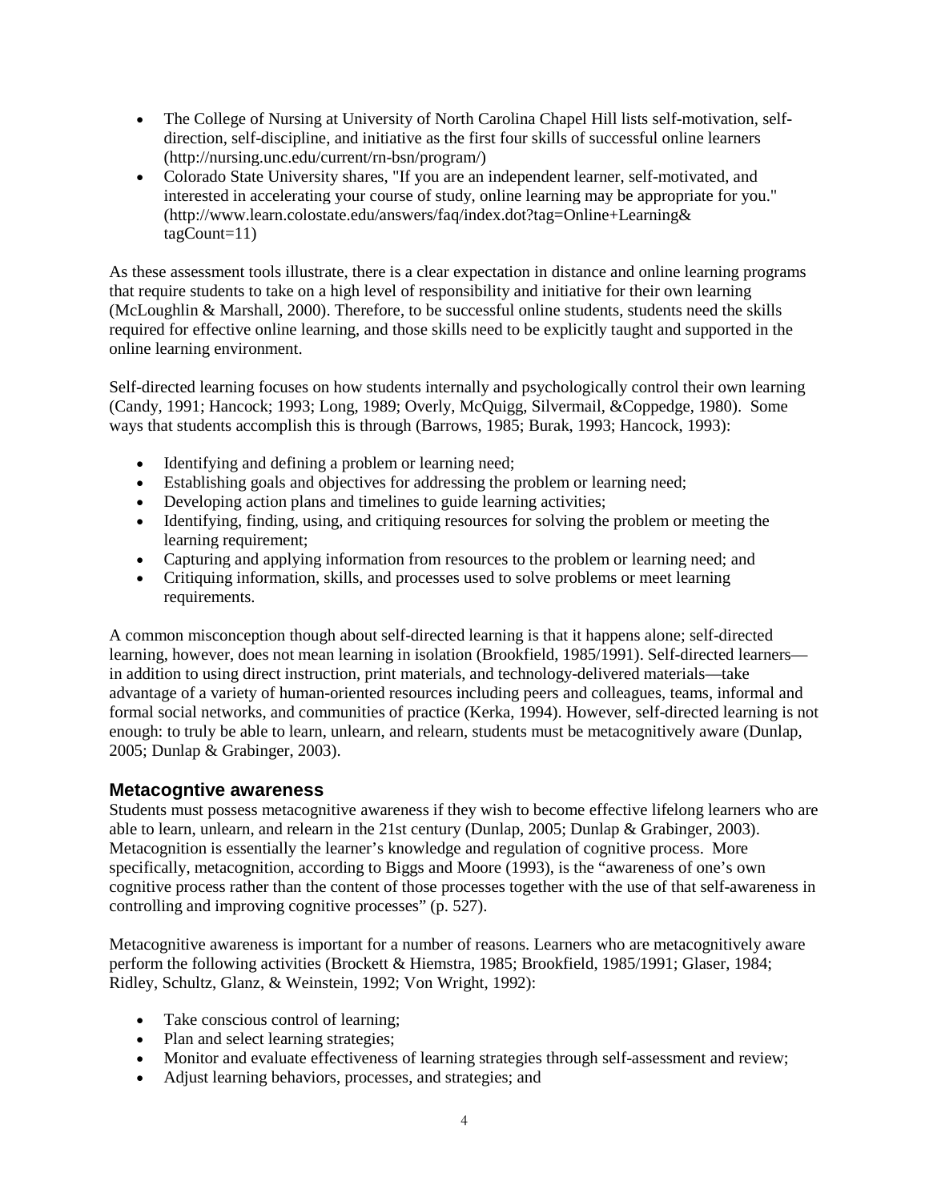- The College of Nursing at University of North Carolina Chapel Hill lists self-motivation, self-direction, self-discipline, and initiative as the first four skills of successful online learners (http://nursing.unc.edu/current/rn-bsn/program/)
- Colorado State University shares, "If you are an independent learner, self-motivated, and interested in accelerating your course of study, online learning may be appropriate for you." (http://www.learn.colostate.edu/answers/faq/index.dot?tag=Online+Learning& tagCount=11)

As these assessment tools illustrate, there is a clear expectation in distance and online learning programs that require students to take on a high level of responsibility and initiative for their own learning (McLoughlin & Marshall, 2000). Therefore, to be successful online students, students need the skills required for effective online learning, and those skills need to be explicitly taught and supported in the online learning environment.

Self-directed learning focuses on how students internally and psychologically control their own learning (Candy, 1991; Hancock; 1993; Long, 1989; Overly, McQuigg, Silvermail, &Coppedge, 1980). Some ways that students accomplish this is through (Barrows, 1985; Burak, 1993; Hancock, 1993):

- Identifying and defining a problem or learning need;
- Establishing goals and objectives for addressing the problem or learning need;
- Developing action plans and timelines to guide learning activities;
- Identifying, finding, using, and critiquing resources for solving the problem or meeting the learning requirement;
- Capturing and applying information from resources to the problem or learning need; and
- Critiquing information, skills, and processes used to solve problems or meet learning requirements.

A common misconception though about self-directed learning is that it happens alone; self-directed learning, however, does not mean learning in isolation (Brookfield, 1985/1991). Self-directed learners—in addition to using direct instruction, print materials, and technology-delivered materials—take advantage of a variety of human-oriented resources including peers and colleagues, teams, informal and formal social networks, and communities of practice (Kerka, 1994). However, self-directed learning is not enough: to truly be able to learn, unlearn, and relearn, students must be metacognitively aware (Dunlap, 2005; Dunlap & Grabinger, 2003).

## Metacogntive awareness

Students must possess metacognitive awareness if they wish to become effective lifelong learners who are able to learn, unlearn, and relearn in the 21st century (Dunlap, 2005; Dunlap & Grabinger, 2003). Metacognition is essentially the learner's knowledge and regulation of cognitive process. More specifically, metacognition, according to Biggs and Moore (1993), is the "awareness of one's own cognitive process rather than the content of those processes together with the use of that self-awareness in controlling and improving cognitive processes" (p. 527).

Metacognitive awareness is important for a number of reasons. Learners who are metacognitively aware perform the following activities (Brockett & Hiemstra, 1985; Brookfield, 1985/1991; Glaser, 1984; Ridley, Schultz, Glanz, & Weinstein, 1992; Von Wright, 1992):

- Take conscious control of learning;
- Plan and select learning strategies;
- Monitor and evaluate effectiveness of learning strategies through self-assessment and review;
- Adjust learning behaviors, processes, and strategies; and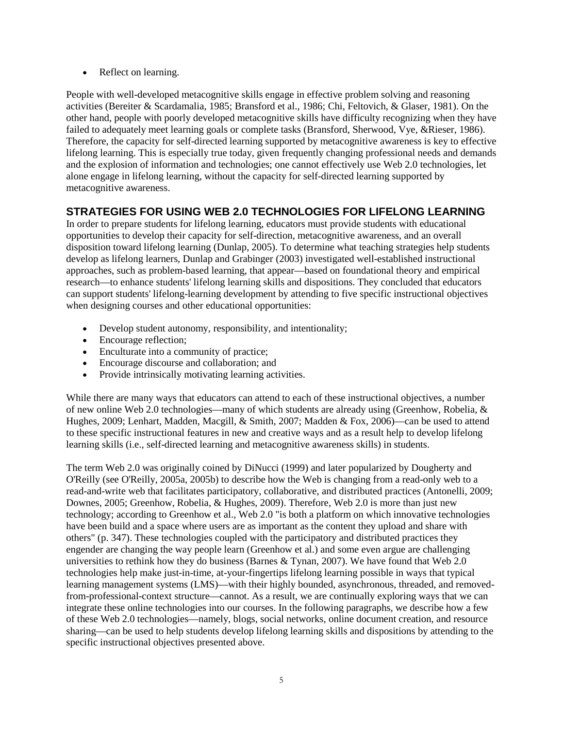- Reflect on learning.

People with well-developed metacognitive skills engage in effective problem solving and reasoning activities (Bereiter & Scardamalia, 1985; Bransford et al., 1986; Chi, Feltovich, & Glaser, 1981). On the other hand, people with poorly developed metacognitive skills have difficulty recognizing when they have failed to adequately meet learning goals or complete tasks (Bransford, Sherwood, Vye, &Rieser, 1986). Therefore, the capacity for self-directed learning supported by metacognitive awareness is key to effective lifelong learning. This is especially true today, given frequently changing professional needs and demands and the explosion of information and technologies; one cannot effectively use Web 2.0 technologies, let alone engage in lifelong learning, without the capacity for self-directed learning supported by metacognitive awareness.

## STRATEGIES FOR USING WEB 2.0 TECHNOLOGIES FOR LIFELONG LEARNING

In order to prepare students for lifelong learning, educators must provide students with educational opportunities to develop their capacity for self-direction, metacognitive awareness, and an overall disposition toward lifelong learning (Dunlap, 2005). To determine what teaching strategies help students develop as lifelong learners, Dunlap and Grabinger (2003) investigated well-established instructional approaches, such as problem-based learning, that appear—based on foundational theory and empirical research—to enhance students' lifelong learning skills and dispositions. They concluded that educators can support students' lifelong-learning development by attending to five specific instructional objectives when designing courses and other educational opportunities:

- Develop student autonomy, responsibility, and intentionality;
- Encourage reflection;
- Enculturate into a community of practice;
- Encourage discourse and collaboration; and
- Provide intrinsically motivating learning activities.

While there are many ways that educators can attend to each of these instructional objectives, a number of new online Web 2.0 technologies—many of which students are already using (Greenhow, Robelia, & Hughes, 2009; Lenhart, Madden, Macgill, & Smith, 2007; Madden & Fox, 2006)—can be used to attend to these specific instructional features in new and creative ways and as a result help to develop lifelong learning skills (i.e., self-directed learning and metacognitive awareness skills) in students.

The term Web 2.0 was originally coined by DiNucci (1999) and later popularized by Dougherty and O'Reilly (see O'Reilly, 2005a, 2005b) to describe how the Web is changing from a read-only web to a read-and-write web that facilitates participatory, collaborative, and distributed practices (Antonelli, 2009; Downes, 2005; Greenhow, Robelia, & Hughes, 2009). Therefore, Web 2.0 is more than just new technology; according to Greenhow et al., Web 2.0 "is both a platform on which innovative technologies have been build and a space where users are as important as the content they upload and share with others" (p. 347). These technologies coupled with the participatory and distributed practices they engender are changing the way people learn (Greenhow et al.) and some even argue are challenging universities to rethink how they do business (Barnes & Tynan, 2007). We have found that Web 2.0 technologies help make just-in-time, at-your-fingertips lifelong learning possible in ways that typical learning management systems (LMS)—with their highly bounded, asynchronous, threaded, and removed-from-professional-context structure—cannot. As a result, we are continually exploring ways that we can integrate these online technologies into our courses. In the following paragraphs, we describe how a few of these Web 2.0 technologies—namely, blogs, social networks, online document creation, and resource sharing—can be used to help students develop lifelong learning skills and dispositions by attending to the specific instructional objectives presented above.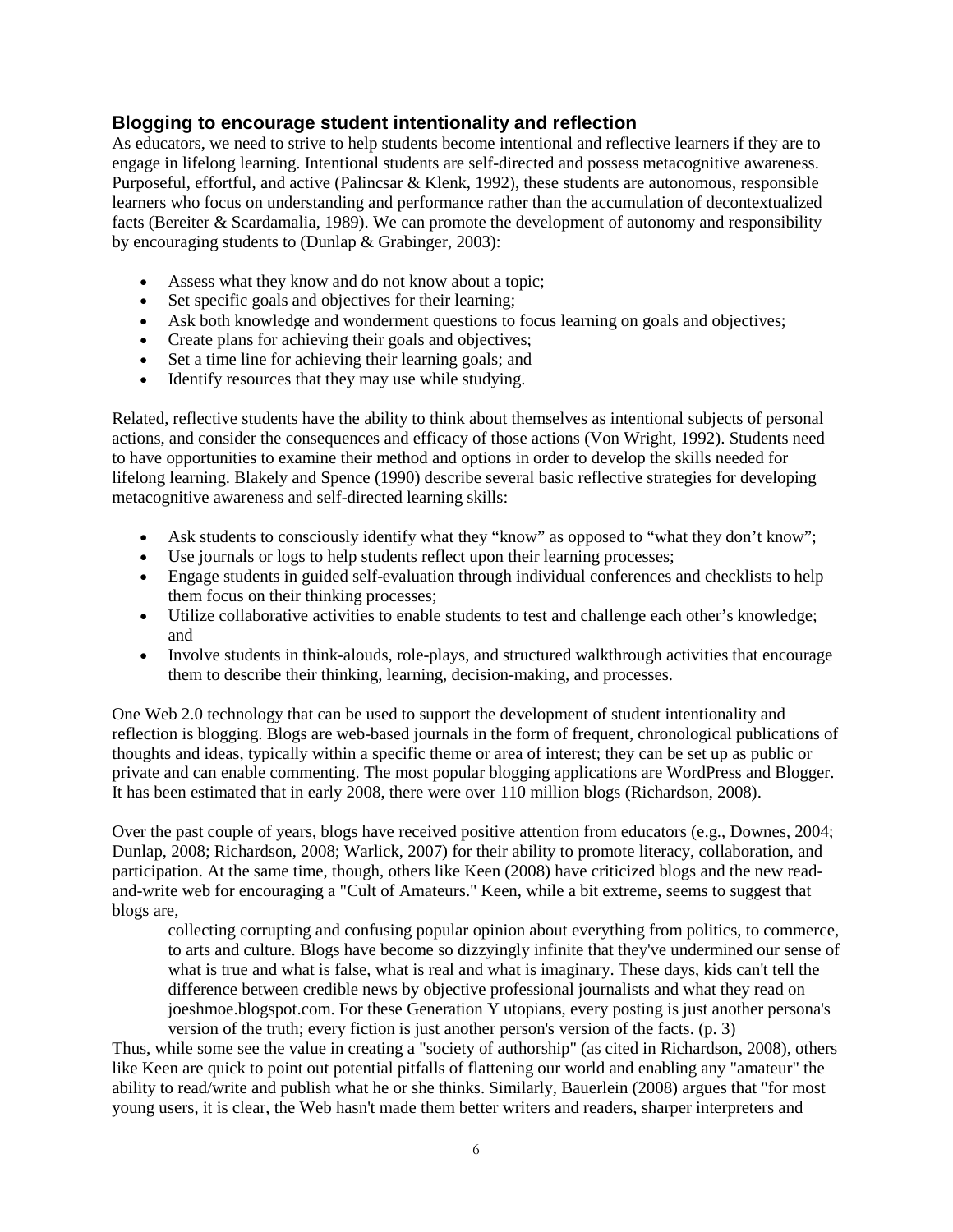## Blogging to encourage student intentionality and reflection

As educators, we need to strive to help students become intentional and reflective learners if they are to engage in lifelong learning. Intentional students are self-directed and possess metacognitive awareness. Purposeful, effortful, and active (Palincsar & Klenk, 1992), these students are autonomous, responsible learners who focus on understanding and performance rather than the accumulation of decontextualized facts (Bereiter & Scardamalia, 1989). We can promote the development of autonomy and responsibility by encouraging students to (Dunlap & Grabinger, 2003):

- Assess what they know and do not know about a topic;
- Set specific goals and objectives for their learning;
- Ask both knowledge and wonderment questions to focus learning on goals and objectives;
- Create plans for achieving their goals and objectives;
- Set a time line for achieving their learning goals; and
- Identify resources that they may use while studying.

Related, reflective students have the ability to think about themselves as intentional subjects of personal actions, and consider the consequences and efficacy of those actions (Von Wright, 1992). Students need to have opportunities to examine their method and options in order to develop the skills needed for lifelong learning. Blakely and Spence (1990) describe several basic reflective strategies for developing metacognitive awareness and self-directed learning skills:

- Ask students to consciously identify what they "know" as opposed to "what they don't know";
- Use journals or logs to help students reflect upon their learning processes;
- Engage students in guided self-evaluation through individual conferences and checklists to help them focus on their thinking processes;
- Utilize collaborative activities to enable students to test and challenge each other's knowledge; and
- Involve students in think-alouds, role-plays, and structured walkthrough activities that encourage them to describe their thinking, learning, decision-making, and processes.

One Web 2.0 technology that can be used to support the development of student intentionality and reflection is blogging. Blogs are web-based journals in the form of frequent, chronological publications of thoughts and ideas, typically within a specific theme or area of interest; they can be set up as public or private and can enable commenting. The most popular blogging applications are WordPress and Blogger. It has been estimated that in early 2008, there were over 110 million blogs (Richardson, 2008).

Over the past couple of years, blogs have received positive attention from educators (e.g., Downes, 2004; Dunlap, 2008; Richardson, 2008; Warlick, 2007) for their ability to promote literacy, collaboration, and participation. At the same time, though, others like Keen (2008) have criticized blogs and the new read-and-write web for encouraging a "Cult of Amateurs." Keen, while a bit extreme, seems to suggest that blogs are,

> collecting corrupting and confusing popular opinion about everything from politics, to commerce, to arts and culture. Blogs have become so dizzyingly infinite that they've undermined our sense of what is true and what is false, what is real and what is imaginary. These days, kids can't tell the difference between credible news by objective professional journalists and what they read on joeshmoe.blogspot.com. For these Generation Y utopians, every posting is just another persona's version of the truth; every fiction is just another person's version of the facts. (p. 3)

Thus, while some see the value in creating a "society of authorship" (as cited in Richardson, 2008), others like Keen are quick to point out potential pitfalls of flattening our world and enabling any "amateur" the ability to read/write and publish what he or she thinks. Similarly, Bauerlein (2008) argues that "for most young users, it is clear, the Web hasn't made them better writers and readers, sharper interpreters and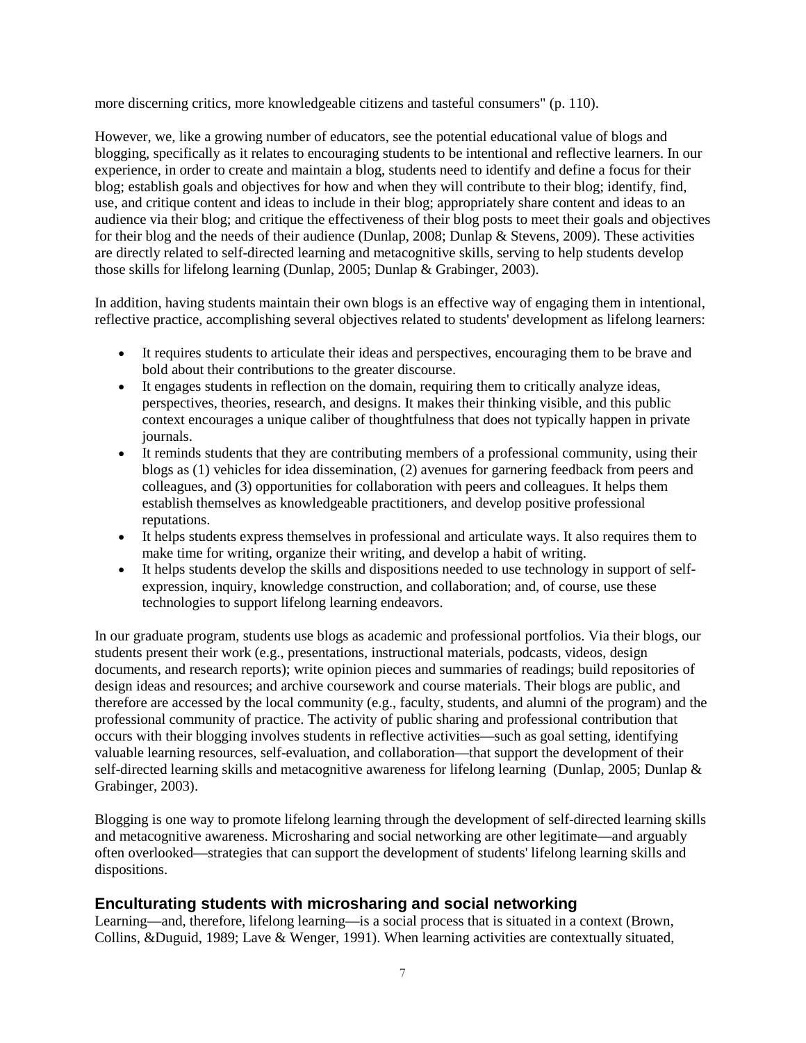more discerning critics, more knowledgeable citizens and tasteful consumers" (p. 110).

However, we, like a growing number of educators, see the potential educational value of blogs and blogging, specifically as it relates to encouraging students to be intentional and reflective learners. In our experience, in order to create and maintain a blog, students need to identify and define a focus for their blog; establish goals and objectives for how and when they will contribute to their blog; identify, find, use, and critique content and ideas to include in their blog; appropriately share content and ideas to an audience via their blog; and critique the effectiveness of their blog posts to meet their goals and objectives for their blog and the needs of their audience (Dunlap, 2008; Dunlap & Stevens, 2009). These activities are directly related to self-directed learning and metacognitive skills, serving to help students develop those skills for lifelong learning (Dunlap, 2005; Dunlap & Grabinger, 2003).

In addition, having students maintain their own blogs is an effective way of engaging them in intentional, reflective practice, accomplishing several objectives related to students' development as lifelong learners:

- It requires students to articulate their ideas and perspectives, encouraging them to be brave and bold about their contributions to the greater discourse.
- It engages students in reflection on the domain, requiring them to critically analyze ideas, perspectives, theories, research, and designs. It makes their thinking visible, and this public context encourages a unique caliber of thoughtfulness that does not typically happen in private journals.
- It reminds students that they are contributing members of a professional community, using their blogs as (1) vehicles for idea dissemination, (2) avenues for garnering feedback from peers and colleagues, and (3) opportunities for collaboration with peers and colleagues. It helps them establish themselves as knowledgeable practitioners, and develop positive professional reputations.
- It helps students express themselves in professional and articulate ways. It also requires them to make time for writing, organize their writing, and develop a habit of writing.
- It helps students develop the skills and dispositions needed to use technology in support of self-expression, inquiry, knowledge construction, and collaboration; and, of course, use these technologies to support lifelong learning endeavors.

In our graduate program, students use blogs as academic and professional portfolios. Via their blogs, our students present their work (e.g., presentations, instructional materials, podcasts, videos, design documents, and research reports); write opinion pieces and summaries of readings; build repositories of design ideas and resources; and archive coursework and course materials. Their blogs are public, and therefore are accessed by the local community (e.g., faculty, students, and alumni of the program) and the professional community of practice. The activity of public sharing and professional contribution that occurs with their blogging involves students in reflective activities—such as goal setting, identifying valuable learning resources, self-evaluation, and collaboration—that support the development of their self-directed learning skills and metacognitive awareness for lifelong learning (Dunlap, 2005; Dunlap & Grabinger, 2003).

Blogging is one way to promote lifelong learning through the development of self-directed learning skills and metacognitive awareness. Microsharing and social networking are other legitimate—and arguably often overlooked—strategies that can support the development of students' lifelong learning skills and dispositions.

## Enculturating students with microsharing and social networking

Learning—and, therefore, lifelong learning—is a social process that is situated in a context (Brown, Collins, &Duguid, 1989; Lave & Wenger, 1991). When learning activities are contextually situated,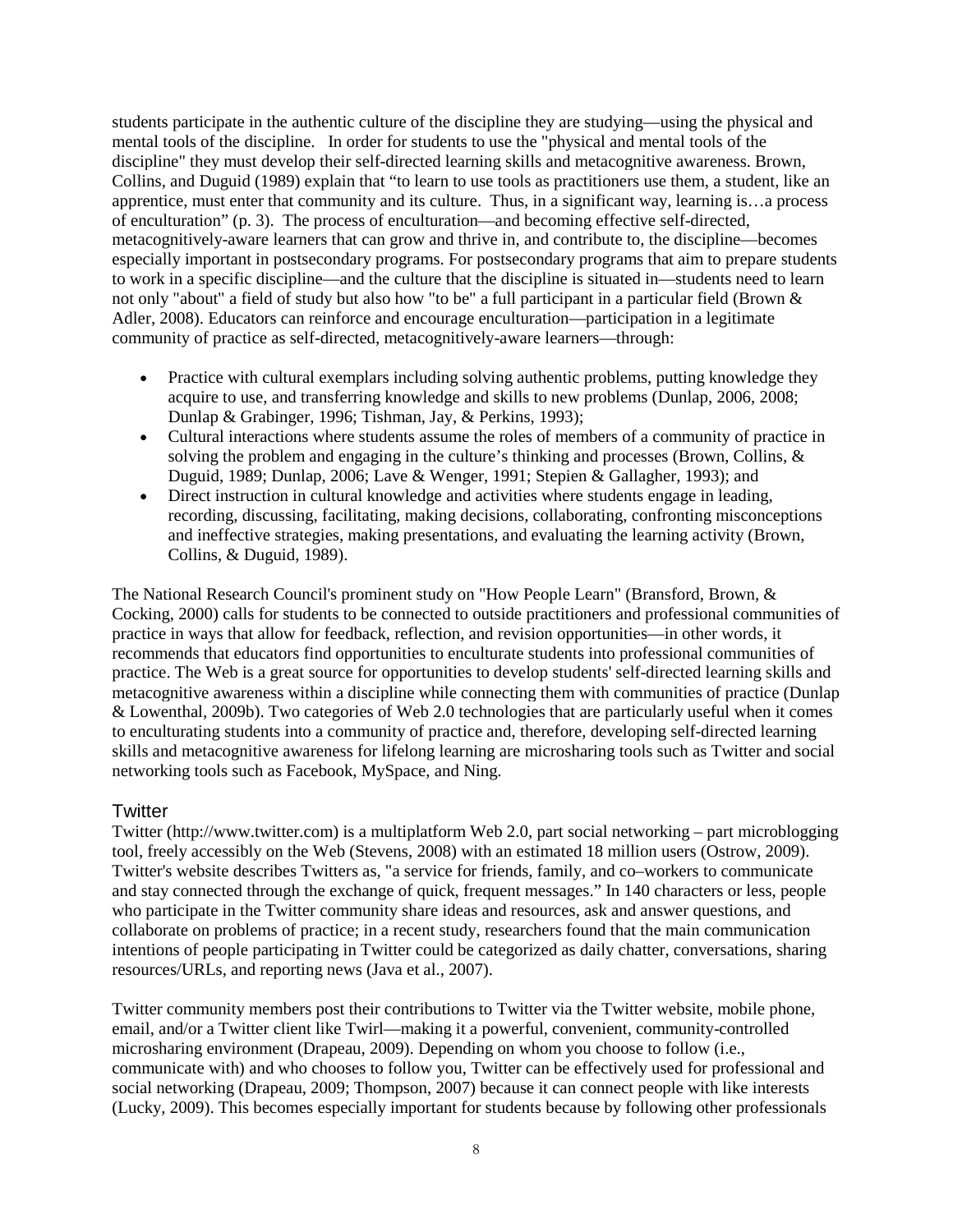students participate in the authentic culture of the discipline they are studying—using the physical and mental tools of the discipline. In order for students to use the "physical and mental tools of the discipline" they must develop their self-directed learning skills and metacognitive awareness. Brown, Collins, and Duguid (1989) explain that "to learn to use tools as practitioners use them, a student, like an apprentice, must enter that community and its culture. Thus, in a significant way, learning is…a process of enculturation" (p. 3). The process of enculturation—and becoming effective self-directed, metacognitively-aware learners that can grow and thrive in, and contribute to, the discipline—becomes especially important in postsecondary programs. For postsecondary programs that aim to prepare students to work in a specific discipline—and the culture that the discipline is situated in—students need to learn not only "about" a field of study but also how "to be" a full participant in a particular field (Brown & Adler, 2008). Educators can reinforce and encourage enculturation—participation in a legitimate community of practice as self-directed, metacognitively-aware learners—through:

- Practice with cultural exemplars including solving authentic problems, putting knowledge they acquire to use, and transferring knowledge and skills to new problems (Dunlap, 2006, 2008; Dunlap & Grabinger, 1996; Tishman, Jay, & Perkins, 1993);
- Cultural interactions where students assume the roles of members of a community of practice in solving the problem and engaging in the culture's thinking and processes (Brown, Collins, & Duguid, 1989; Dunlap, 2006; Lave & Wenger, 1991; Stepien & Gallagher, 1993); and
- Direct instruction in cultural knowledge and activities where students engage in leading, recording, discussing, facilitating, making decisions, collaborating, confronting misconceptions and ineffective strategies, making presentations, and evaluating the learning activity (Brown, Collins, & Duguid, 1989).

The National Research Council's prominent study on "How People Learn" (Bransford, Brown, & Cocking, 2000) calls for students to be connected to outside practitioners and professional communities of practice in ways that allow for feedback, reflection, and revision opportunities—in other words, it recommends that educators find opportunities to enculturate students into professional communities of practice. The Web is a great source for opportunities to develop students' self-directed learning skills and metacognitive awareness within a discipline while connecting them with communities of practice (Dunlap & Lowenthal, 2009b). Two categories of Web 2.0 technologies that are particularly useful when it comes to enculturating students into a community of practice and, therefore, developing self-directed learning skills and metacognitive awareness for lifelong learning are microsharing tools such as Twitter and social networking tools such as Facebook, MySpace, and Ning.

## Twitter

Twitter (http://www.twitter.com) is a multiplatform Web 2.0, part social networking – part microblogging tool, freely accessibly on the Web (Stevens, 2008) with an estimated 18 million users (Ostrow, 2009). Twitter's website describes Twitters as, "a service for friends, family, and co–workers to communicate and stay connected through the exchange of quick, frequent messages." In 140 characters or less, people who participate in the Twitter community share ideas and resources, ask and answer questions, and collaborate on problems of practice; in a recent study, researchers found that the main communication intentions of people participating in Twitter could be categorized as daily chatter, conversations, sharing resources/URLs, and reporting news (Java et al., 2007).

Twitter community members post their contributions to Twitter via the Twitter website, mobile phone, email, and/or a Twitter client like Twirl—making it a powerful, convenient, community-controlled microsharing environment (Drapeau, 2009). Depending on whom you choose to follow (i.e., communicate with) and who chooses to follow you, Twitter can be effectively used for professional and social networking (Drapeau, 2009; Thompson, 2007) because it can connect people with like interests (Lucky, 2009). This becomes especially important for students because by following other professionals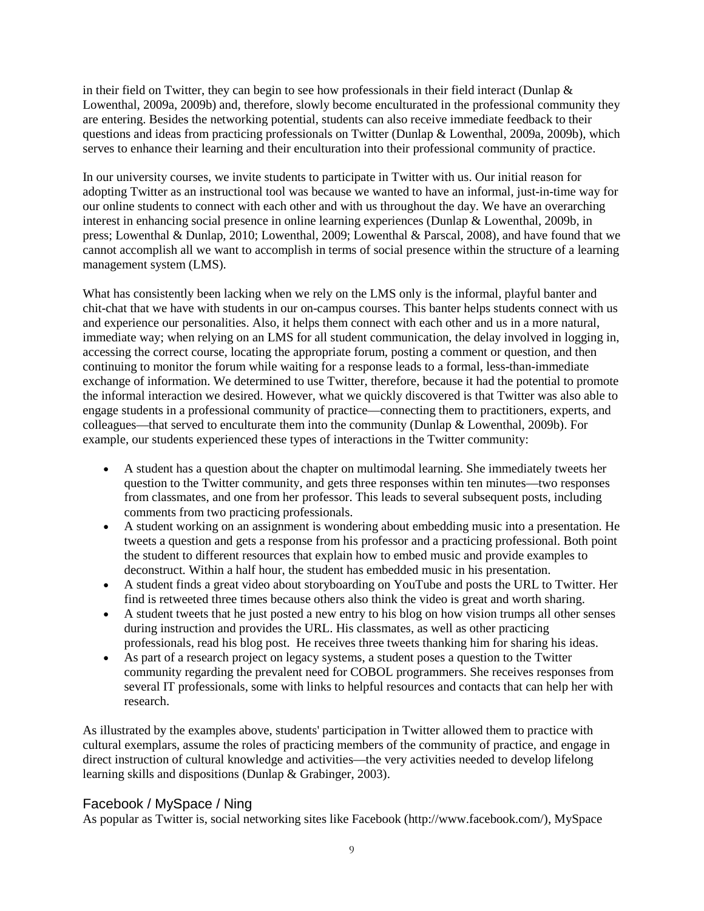in their field on Twitter, they can begin to see how professionals in their field interact (Dunlap & Lowenthal, 2009a, 2009b) and, therefore, slowly become enculturated in the professional community they are entering. Besides the networking potential, students can also receive immediate feedback to their questions and ideas from practicing professionals on Twitter (Dunlap & Lowenthal, 2009a, 2009b), which serves to enhance their learning and their enculturation into their professional community of practice.

In our university courses, we invite students to participate in Twitter with us. Our initial reason for adopting Twitter as an instructional tool was because we wanted to have an informal, just-in-time way for our online students to connect with each other and with us throughout the day. We have an overarching interest in enhancing social presence in online learning experiences (Dunlap & Lowenthal, 2009b, in press; Lowenthal & Dunlap, 2010; Lowenthal, 2009; Lowenthal & Parscal, 2008), and have found that we cannot accomplish all we want to accomplish in terms of social presence within the structure of a learning management system (LMS).

What has consistently been lacking when we rely on the LMS only is the informal, playful banter and chit-chat that we have with students in our on-campus courses. This banter helps students connect with us and experience our personalities. Also, it helps them connect with each other and us in a more natural, immediate way; when relying on an LMS for all student communication, the delay involved in logging in, accessing the correct course, locating the appropriate forum, posting a comment or question, and then continuing to monitor the forum while waiting for a response leads to a formal, less-than-immediate exchange of information. We determined to use Twitter, therefore, because it had the potential to promote the informal interaction we desired. However, what we quickly discovered is that Twitter was also able to engage students in a professional community of practice—connecting them to practitioners, experts, and colleagues—that served to enculturate them into the community (Dunlap & Lowenthal, 2009b). For example, our students experienced these types of interactions in the Twitter community:

- A student has a question about the chapter on multimodal learning. She immediately tweets her question to the Twitter community, and gets three responses within ten minutes—two responses from classmates, and one from her professor. This leads to several subsequent posts, including comments from two practicing professionals.
- A student working on an assignment is wondering about embedding music into a presentation. He tweets a question and gets a response from his professor and a practicing professional. Both point the student to different resources that explain how to embed music and provide examples to deconstruct. Within a half hour, the student has embedded music in his presentation.
- A student finds a great video about storyboarding on YouTube and posts the URL to Twitter. Her find is retweeted three times because others also think the video is great and worth sharing.
- A student tweets that he just posted a new entry to his blog on how vision trumps all other senses during instruction and provides the URL. His classmates, as well as other practicing professionals, read his blog post. He receives three tweets thanking him for sharing his ideas.
- As part of a research project on legacy systems, a student poses a question to the Twitter community regarding the prevalent need for COBOL programmers. She receives responses from several IT professionals, some with links to helpful resources and contacts that can help her with research.

As illustrated by the examples above, students' participation in Twitter allowed them to practice with cultural exemplars, assume the roles of practicing members of the community of practice, and engage in direct instruction of cultural knowledge and activities—the very activities needed to develop lifelong learning skills and dispositions (Dunlap & Grabinger, 2003).

## Facebook / MySpace / Ning

As popular as Twitter is, social networking sites like Facebook (http://www.facebook.com/), MySpace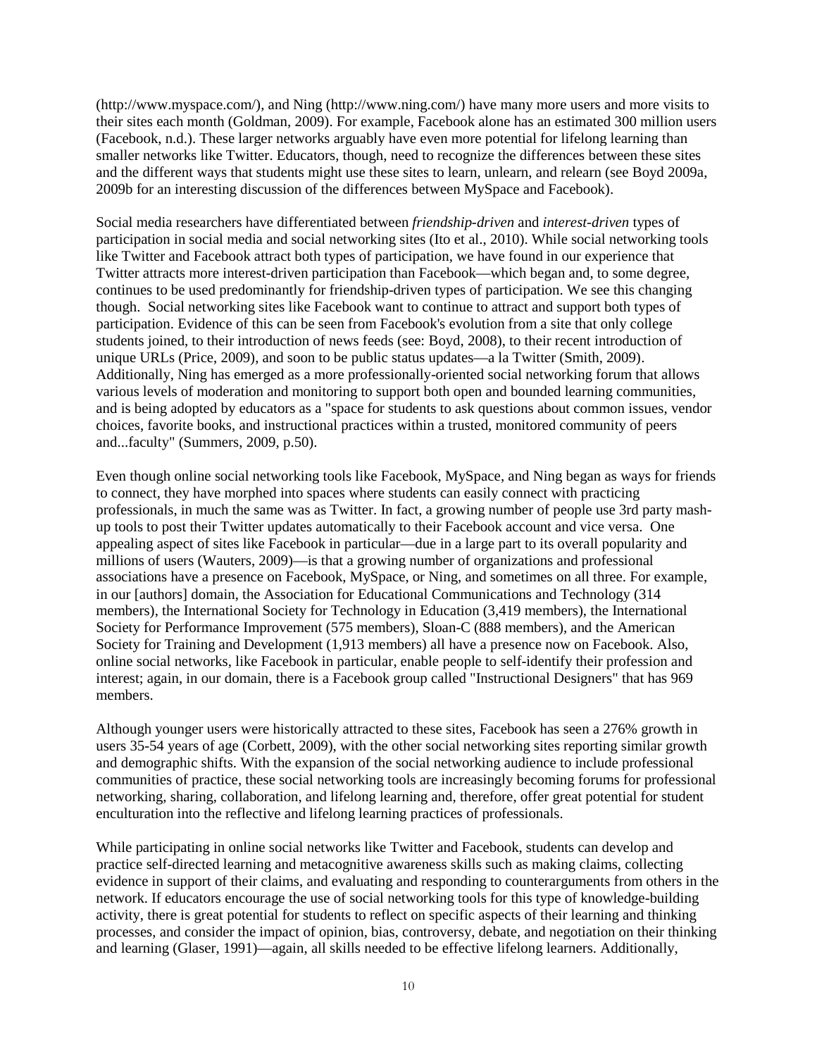(http://www.myspace.com/), and Ning (http://www.ning.com/) have many more users and more visits to their sites each month (Goldman, 2009). For example, Facebook alone has an estimated 300 million users (Facebook, n.d.). These larger networks arguably have even more potential for lifelong learning than smaller networks like Twitter. Educators, though, need to recognize the differences between these sites and the different ways that students might use these sites to learn, unlearn, and relearn (see Boyd 2009a, 2009b for an interesting discussion of the differences between MySpace and Facebook).

Social media researchers have differentiated between *friendship-driven* and *interest-driven* types of participation in social media and social networking sites (Ito et al., 2010). While social networking tools like Twitter and Facebook attract both types of participation, we have found in our experience that Twitter attracts more interest-driven participation than Facebook—which began and, to some degree, continues to be used predominantly for friendship-driven types of participation. We see this changing though. Social networking sites like Facebook want to continue to attract and support both types of participation. Evidence of this can be seen from Facebook's evolution from a site that only college students joined, to their introduction of news feeds (see: Boyd, 2008), to their recent introduction of unique URLs (Price, 2009), and soon to be public status updates—a la Twitter (Smith, 2009). Additionally, Ning has emerged as a more professionally-oriented social networking forum that allows various levels of moderation and monitoring to support both open and bounded learning communities, and is being adopted by educators as a "space for students to ask questions about common issues, vendor choices, favorite books, and instructional practices within a trusted, monitored community of peers and...faculty" (Summers, 2009, p.50).

Even though online social networking tools like Facebook, MySpace, and Ning began as ways for friends to connect, they have morphed into spaces where students can easily connect with practicing professionals, in much the same was as Twitter. In fact, a growing number of people use 3rd party mash-up tools to post their Twitter updates automatically to their Facebook account and vice versa. One appealing aspect of sites like Facebook in particular—due in a large part to its overall popularity and millions of users (Wauters, 2009)—is that a growing number of organizations and professional associations have a presence on Facebook, MySpace, or Ning, and sometimes on all three. For example, in our [authors] domain, the Association for Educational Communications and Technology (314 members), the International Society for Technology in Education (3,419 members), the International Society for Performance Improvement (575 members), Sloan-C (888 members), and the American Society for Training and Development (1,913 members) all have a presence now on Facebook. Also, online social networks, like Facebook in particular, enable people to self-identify their profession and interest; again, in our domain, there is a Facebook group called "Instructional Designers" that has 969 members.

Although younger users were historically attracted to these sites, Facebook has seen a 276% growth in users 35-54 years of age (Corbett, 2009), with the other social networking sites reporting similar growth and demographic shifts. With the expansion of the social networking audience to include professional communities of practice, these social networking tools are increasingly becoming forums for professional networking, sharing, collaboration, and lifelong learning and, therefore, offer great potential for student enculturation into the reflective and lifelong learning practices of professionals.

While participating in online social networks like Twitter and Facebook, students can develop and practice self-directed learning and metacognitive awareness skills such as making claims, collecting evidence in support of their claims, and evaluating and responding to counterarguments from others in the network. If educators encourage the use of social networking tools for this type of knowledge-building activity, there is great potential for students to reflect on specific aspects of their learning and thinking processes, and consider the impact of opinion, bias, controversy, debate, and negotiation on their thinking and learning (Glaser, 1991)—again, all skills needed to be effective lifelong learners. Additionally,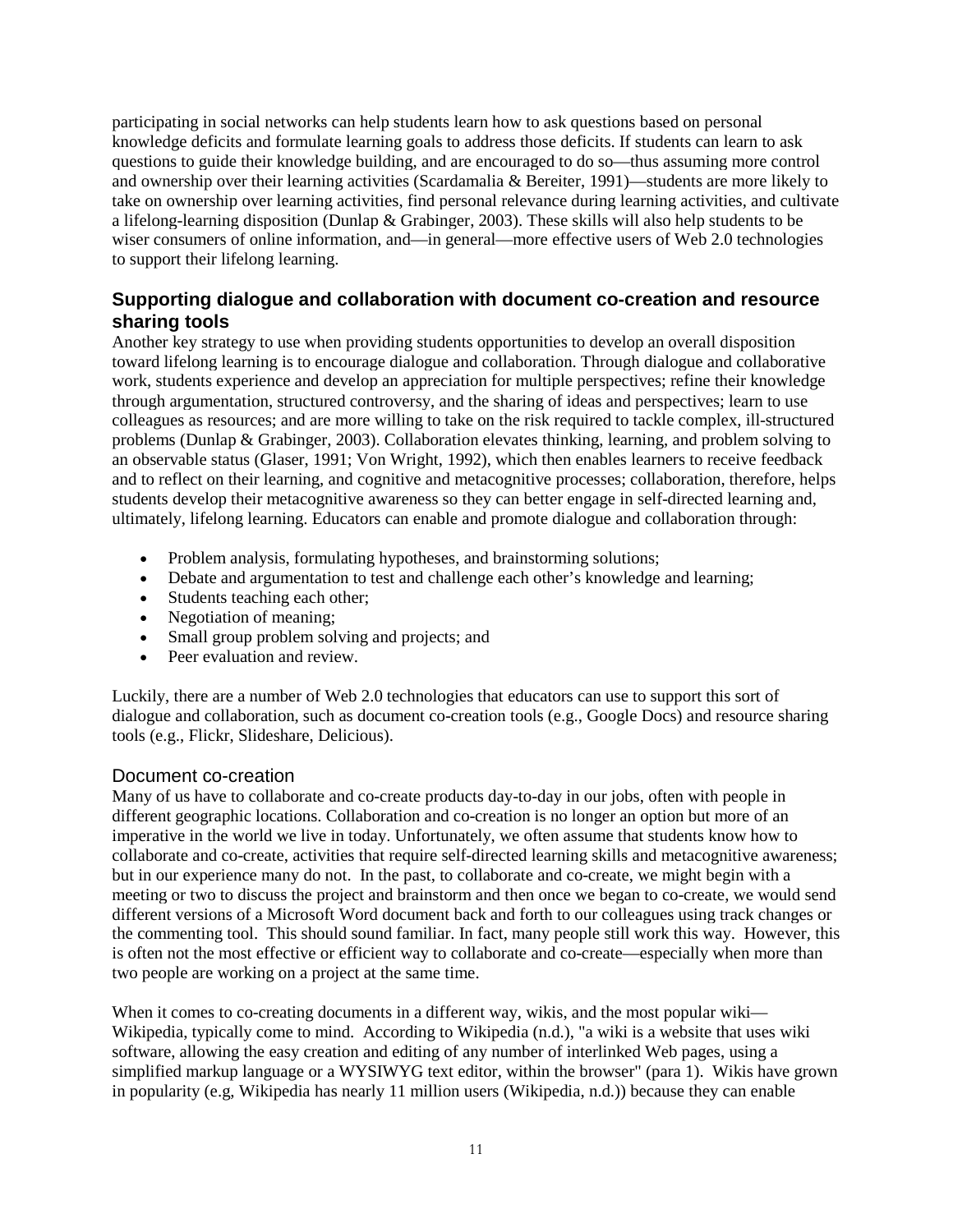participating in social networks can help students learn how to ask questions based on personal knowledge deficits and formulate learning goals to address those deficits. If students can learn to ask questions to guide their knowledge building, and are encouraged to do so—thus assuming more control and ownership over their learning activities (Scardamalia & Bereiter, 1991)—students are more likely to take on ownership over learning activities, find personal relevance during learning activities, and cultivate a lifelong-learning disposition (Dunlap & Grabinger, 2003). These skills will also help students to be wiser consumers of online information, and—in general—more effective users of Web 2.0 technologies to support their lifelong learning.

## Supporting dialogue and collaboration with document co-creation and resource sharing tools

Another key strategy to use when providing students opportunities to develop an overall disposition toward lifelong learning is to encourage dialogue and collaboration. Through dialogue and collaborative work, students experience and develop an appreciation for multiple perspectives; refine their knowledge through argumentation, structured controversy, and the sharing of ideas and perspectives; learn to use colleagues as resources; and are more willing to take on the risk required to tackle complex, ill-structured problems (Dunlap & Grabinger, 2003). Collaboration elevates thinking, learning, and problem solving to an observable status (Glaser, 1991; Von Wright, 1992), which then enables learners to receive feedback and to reflect on their learning, and cognitive and metacognitive processes; collaboration, therefore, helps students develop their metacognitive awareness so they can better engage in self-directed learning and, ultimately, lifelong learning. Educators can enable and promote dialogue and collaboration through:

- Problem analysis, formulating hypotheses, and brainstorming solutions;
- Debate and argumentation to test and challenge each other's knowledge and learning;
- Students teaching each other;
- Negotiation of meaning;
- Small group problem solving and projects; and
- Peer evaluation and review.

Luckily, there are a number of Web 2.0 technologies that educators can use to support this sort of dialogue and collaboration, such as document co-creation tools (e.g., Google Docs) and resource sharing tools (e.g., Flickr, Slideshare, Delicious).

### Document co-creation

Many of us have to collaborate and co-create products day-to-day in our jobs, often with people in different geographic locations. Collaboration and co-creation is no longer an option but more of an imperative in the world we live in today. Unfortunately, we often assume that students know how to collaborate and co-create, activities that require self-directed learning skills and metacognitive awareness; but in our experience many do not. In the past, to collaborate and co-create, we might begin with a meeting or two to discuss the project and brainstorm and then once we began to co-create, we would send different versions of a Microsoft Word document back and forth to our colleagues using track changes or the commenting tool. This should sound familiar. In fact, many people still work this way. However, this is often not the most effective or efficient way to collaborate and co-create—especially when more than two people are working on a project at the same time.

When it comes to co-creating documents in a different way, wikis, and the most popular wiki—Wikipedia, typically come to mind. According to Wikipedia (n.d.), "a wiki is a website that uses wiki software, allowing the easy creation and editing of any number of interlinked Web pages, using a simplified markup language or a WYSIWYG text editor, within the browser" (para 1). Wikis have grown in popularity (e.g, Wikipedia has nearly 11 million users (Wikipedia, n.d.)) because they can enable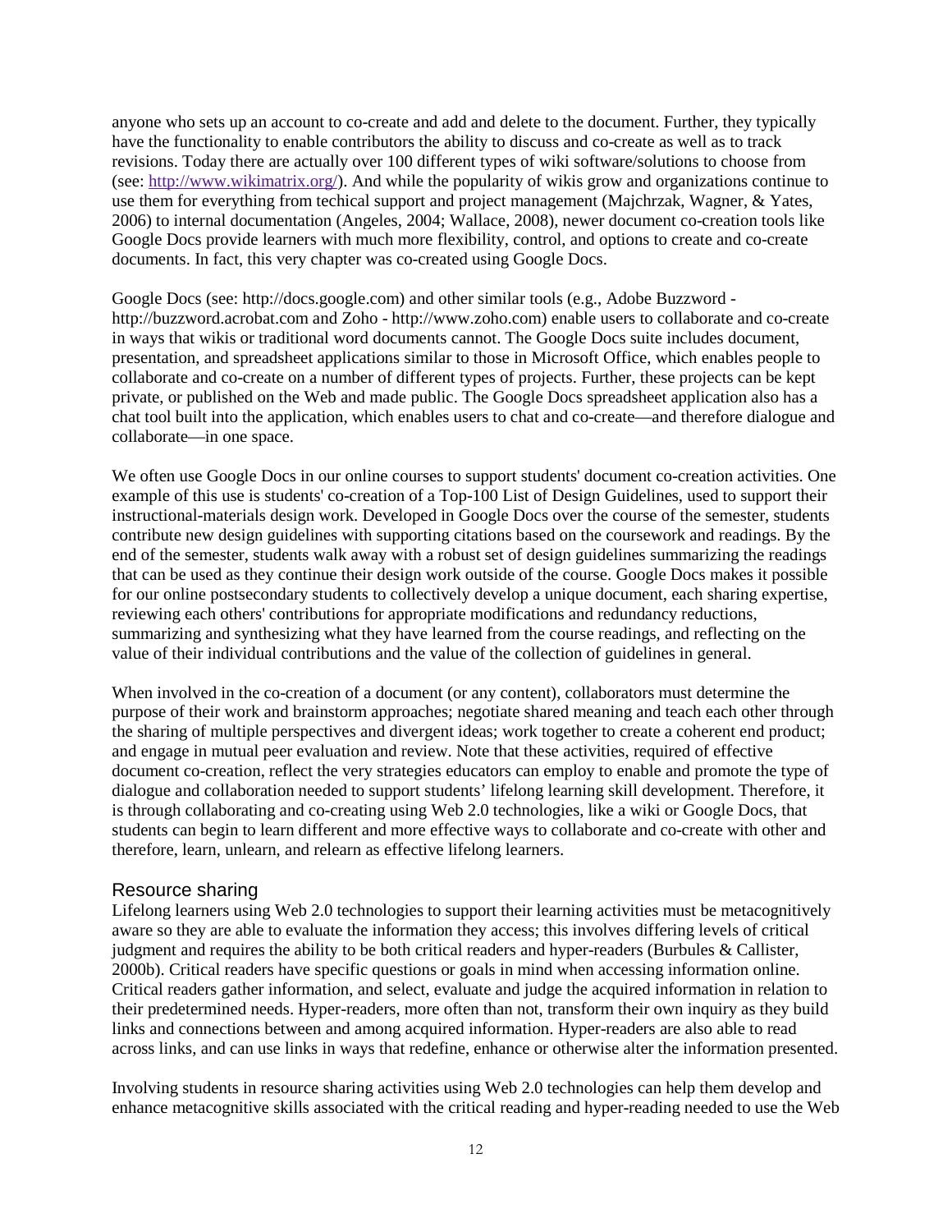anyone who sets up an account to co-create and add and delete to the document. Further, they typically have the functionality to enable contributors the ability to discuss and co-create as well as to track revisions. Today there are actually over 100 different types of wiki software/solutions to choose from (see: http://www.wikimatrix.org/). And while the popularity of wikis grow and organizations continue to use them for everything from techical support and project management (Majchrzak, Wagner, & Yates, 2006) to internal documentation (Angeles, 2004; Wallace, 2008), newer document co-creation tools like Google Docs provide learners with much more flexibility, control, and options to create and co-create documents. In fact, this very chapter was co-created using Google Docs.

Google Docs (see: http://docs.google.com) and other similar tools (e.g., Adobe Buzzword - http://buzzword.acrobat.com and Zoho - http://www.zoho.com) enable users to collaborate and co-create in ways that wikis or traditional word documents cannot. The Google Docs suite includes document, presentation, and spreadsheet applications similar to those in Microsoft Office, which enables people to collaborate and co-create on a number of different types of projects. Further, these projects can be kept private, or published on the Web and made public. The Google Docs spreadsheet application also has a chat tool built into the application, which enables users to chat and co-create—and therefore dialogue and collaborate—in one space.

We often use Google Docs in our online courses to support students' document co-creation activities. One example of this use is students' co-creation of a Top-100 List of Design Guidelines, used to support their instructional-materials design work. Developed in Google Docs over the course of the semester, students contribute new design guidelines with supporting citations based on the coursework and readings. By the end of the semester, students walk away with a robust set of design guidelines summarizing the readings that can be used as they continue their design work outside of the course. Google Docs makes it possible for our online postsecondary students to collectively develop a unique document, each sharing expertise, reviewing each others' contributions for appropriate modifications and redundancy reductions, summarizing and synthesizing what they have learned from the course readings, and reflecting on the value of their individual contributions and the value of the collection of guidelines in general.

When involved in the co-creation of a document (or any content), collaborators must determine the purpose of their work and brainstorm approaches; negotiate shared meaning and teach each other through the sharing of multiple perspectives and divergent ideas; work together to create a coherent end product; and engage in mutual peer evaluation and review. Note that these activities, required of effective document co-creation, reflect the very strategies educators can employ to enable and promote the type of dialogue and collaboration needed to support students' lifelong learning skill development. Therefore, it is through collaborating and co-creating using Web 2.0 technologies, like a wiki or Google Docs, that students can begin to learn different and more effective ways to collaborate and co-create with other and therefore, learn, unlearn, and relearn as effective lifelong learners.

### Resource sharing

Lifelong learners using Web 2.0 technologies to support their learning activities must be metacognitively aware so they are able to evaluate the information they access; this involves differing levels of critical judgment and requires the ability to be both critical readers and hyper-readers (Burbules & Callister, 2000b). Critical readers have specific questions or goals in mind when accessing information online. Critical readers gather information, and select, evaluate and judge the acquired information in relation to their predetermined needs. Hyper-readers, more often than not, transform their own inquiry as they build links and connections between and among acquired information. Hyper-readers are also able to read across links, and can use links in ways that redefine, enhance or otherwise alter the information presented.

Involving students in resource sharing activities using Web 2.0 technologies can help them develop and enhance metacognitive skills associated with the critical reading and hyper-reading needed to use the Web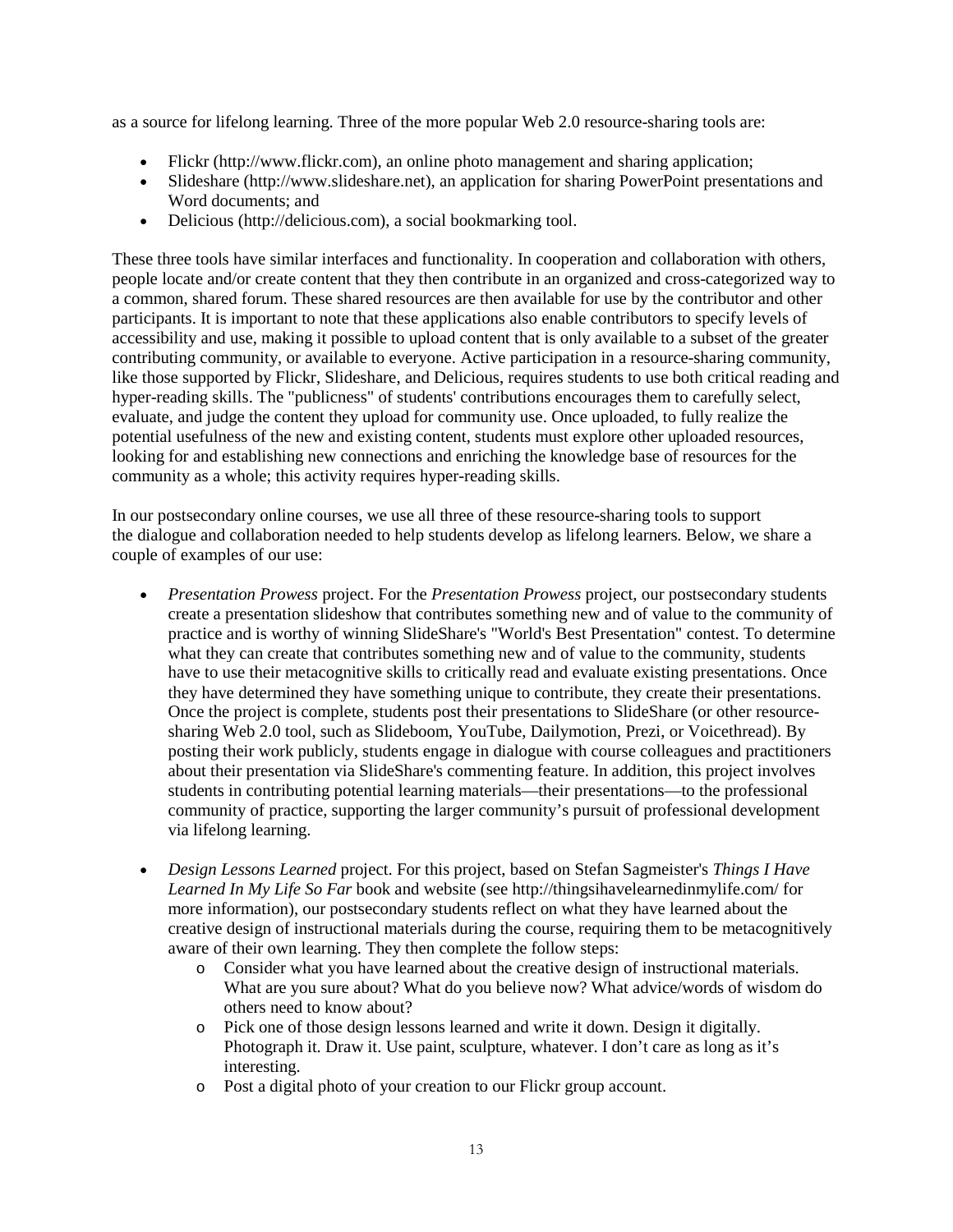as a source for lifelong learning. Three of the more popular Web 2.0 resource-sharing tools are:

- Flickr (http://www.flickr.com), an online photo management and sharing application;
- Slideshare (http://www.slideshare.net), an application for sharing PowerPoint presentations and Word documents; and
- Delicious (http://delicious.com), a social bookmarking tool.

These three tools have similar interfaces and functionality. In cooperation and collaboration with others, people locate and/or create content that they then contribute in an organized and cross-categorized way to a common, shared forum. These shared resources are then available for use by the contributor and other participants. It is important to note that these applications also enable contributors to specify levels of accessibility and use, making it possible to upload content that is only available to a subset of the greater contributing community, or available to everyone. Active participation in a resource-sharing community, like those supported by Flickr, Slideshare, and Delicious, requires students to use both critical reading and hyper-reading skills. The "publicness" of students' contributions encourages them to carefully select, evaluate, and judge the content they upload for community use. Once uploaded, to fully realize the potential usefulness of the new and existing content, students must explore other uploaded resources, looking for and establishing new connections and enriching the knowledge base of resources for the community as a whole; this activity requires hyper-reading skills.

In our postsecondary online courses, we use all three of these resource-sharing tools to support the dialogue and collaboration needed to help students develop as lifelong learners. Below, we share a couple of examples of our use:

- *Presentation Prowess* project. For the *Presentation Prowess* project, our postsecondary students create a presentation slideshow that contributes something new and of value to the community of practice and is worthy of winning SlideShare's "World's Best Presentation" contest. To determine what they can create that contributes something new and of value to the community, students have to use their metacognitive skills to critically read and evaluate existing presentations. Once they have determined they have something unique to contribute, they create their presentations. Once the project is complete, students post their presentations to SlideShare (or other resource-sharing Web 2.0 tool, such as Slideboom, YouTube, Dailymotion, Prezi, or Voicethread). By posting their work publicly, students engage in dialogue with course colleagues and practitioners about their presentation via SlideShare's commenting feature. In addition, this project involves students in contributing potential learning materials—their presentations—to the professional community of practice, supporting the larger community's pursuit of professional development via lifelong learning.

- *Design Lessons Learned* project. For this project, based on Stefan Sagmeister's *Things I Have Learned In My Life So Far* book and website (see http://thingsihavelearnedinmylife.com/ for more information), our postsecondary students reflect on what they have learned about the creative design of instructional materials during the course, requiring them to be metacognitively aware of their own learning. They then complete the follow steps:
  - Consider what you have learned about the creative design of instructional materials. What are you sure about? What do you believe now? What advice/words of wisdom do others need to know about?
  - Pick one of those design lessons learned and write it down. Design it digitally. Photograph it. Draw it. Use paint, sculpture, whatever. I don't care as long as it's interesting.
  - Post a digital photo of your creation to our Flickr group account.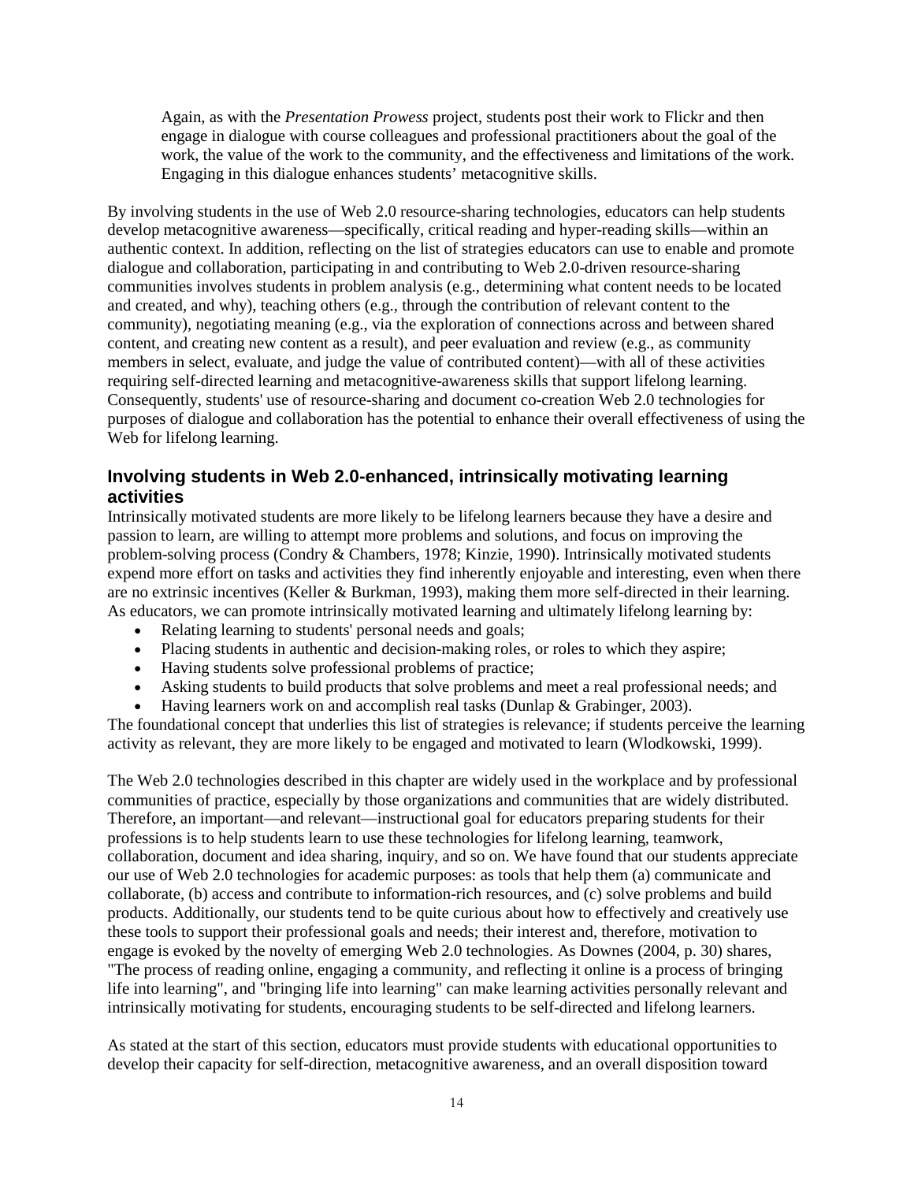Again, as with the *Presentation Prowess* project, students post their work to Flickr and then engage in dialogue with course colleagues and professional practitioners about the goal of the work, the value of the work to the community, and the effectiveness and limitations of the work. Engaging in this dialogue enhances students' metacognitive skills.

By involving students in the use of Web 2.0 resource-sharing technologies, educators can help students develop metacognitive awareness—specifically, critical reading and hyper-reading skills—within an authentic context. In addition, reflecting on the list of strategies educators can use to enable and promote dialogue and collaboration, participating in and contributing to Web 2.0-driven resource-sharing communities involves students in problem analysis (e.g., determining what content needs to be located and created, and why), teaching others (e.g., through the contribution of relevant content to the community), negotiating meaning (e.g., via the exploration of connections across and between shared content, and creating new content as a result), and peer evaluation and review (e.g., as community members in select, evaluate, and judge the value of contributed content)—with all of these activities requiring self-directed learning and metacognitive-awareness skills that support lifelong learning. Consequently, students' use of resource-sharing and document co-creation Web 2.0 technologies for purposes of dialogue and collaboration has the potential to enhance their overall effectiveness of using the Web for lifelong learning.

## Involving students in Web 2.0-enhanced, intrinsically motivating learning activities

Intrinsically motivated students are more likely to be lifelong learners because they have a desire and passion to learn, are willing to attempt more problems and solutions, and focus on improving the problem-solving process (Condry & Chambers, 1978; Kinzie, 1990). Intrinsically motivated students expend more effort on tasks and activities they find inherently enjoyable and interesting, even when there are no extrinsic incentives (Keller & Burkman, 1993), making them more self-directed in their learning. As educators, we can promote intrinsically motivated learning and ultimately lifelong learning by:

- Relating learning to students' personal needs and goals;
- Placing students in authentic and decision-making roles, or roles to which they aspire;
- Having students solve professional problems of practice;
- Asking students to build products that solve problems and meet a real professional needs; and
- Having learners work on and accomplish real tasks (Dunlap & Grabinger, 2003).

The foundational concept that underlies this list of strategies is relevance; if students perceive the learning activity as relevant, they are more likely to be engaged and motivated to learn (Wlodkowski, 1999).

The Web 2.0 technologies described in this chapter are widely used in the workplace and by professional communities of practice, especially by those organizations and communities that are widely distributed. Therefore, an important—and relevant—instructional goal for educators preparing students for their professions is to help students learn to use these technologies for lifelong learning, teamwork, collaboration, document and idea sharing, inquiry, and so on. We have found that our students appreciate our use of Web 2.0 technologies for academic purposes: as tools that help them (a) communicate and collaborate, (b) access and contribute to information-rich resources, and (c) solve problems and build products. Additionally, our students tend to be quite curious about how to effectively and creatively use these tools to support their professional goals and needs; their interest and, therefore, motivation to engage is evoked by the novelty of emerging Web 2.0 technologies. As Downes (2004, p. 30) shares, "The process of reading online, engaging a community, and reflecting it online is a process of bringing life into learning", and "bringing life into learning" can make learning activities personally relevant and intrinsically motivating for students, encouraging students to be self-directed and lifelong learners.

As stated at the start of this section, educators must provide students with educational opportunities to develop their capacity for self-direction, metacognitive awareness, and an overall disposition toward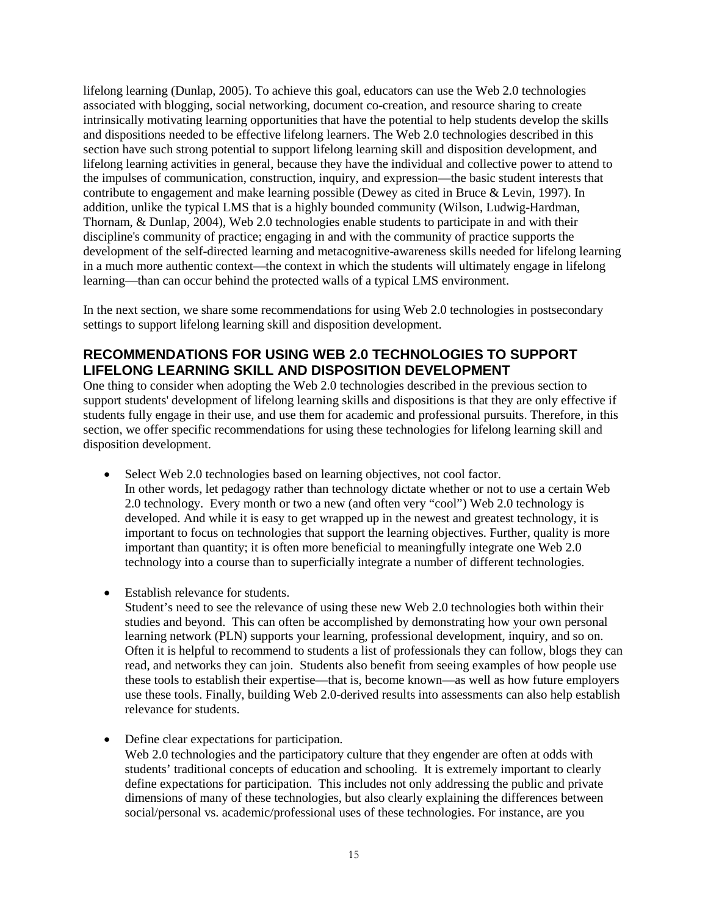lifelong learning (Dunlap, 2005). To achieve this goal, educators can use the Web 2.0 technologies associated with blogging, social networking, document co-creation, and resource sharing to create intrinsically motivating learning opportunities that have the potential to help students develop the skills and dispositions needed to be effective lifelong learners. The Web 2.0 technologies described in this section have such strong potential to support lifelong learning skill and disposition development, and lifelong learning activities in general, because they have the individual and collective power to attend to the impulses of communication, construction, inquiry, and expression—the basic student interests that contribute to engagement and make learning possible (Dewey as cited in Bruce & Levin, 1997). In addition, unlike the typical LMS that is a highly bounded community (Wilson, Ludwig-Hardman, Thornam, & Dunlap, 2004), Web 2.0 technologies enable students to participate in and with their discipline's community of practice; engaging in and with the community of practice supports the development of the self-directed learning and metacognitive-awareness skills needed for lifelong learning in a much more authentic context—the context in which the students will ultimately engage in lifelong learning—than can occur behind the protected walls of a typical LMS environment.

In the next section, we share some recommendations for using Web 2.0 technologies in postsecondary settings to support lifelong learning skill and disposition development.

## RECOMMENDATIONS FOR USING WEB 2.0 TECHNOLOGIES TO SUPPORT LIFELONG LEARNING SKILL AND DISPOSITION DEVELOPMENT

One thing to consider when adopting the Web 2.0 technologies described in the previous section to support students' development of lifelong learning skills and dispositions is that they are only effective if students fully engage in their use, and use them for academic and professional pursuits. Therefore, in this section, we offer specific recommendations for using these technologies for lifelong learning skill and disposition development.

- Select Web 2.0 technologies based on learning objectives, not cool factor.
  In other words, let pedagogy rather than technology dictate whether or not to use a certain Web 2.0 technology. Every month or two a new (and often very "cool") Web 2.0 technology is developed. And while it is easy to get wrapped up in the newest and greatest technology, it is important to focus on technologies that support the learning objectives. Further, quality is more important than quantity; it is often more beneficial to meaningfully integrate one Web 2.0 technology into a course than to superficially integrate a number of different technologies.

- Establish relevance for students.
  Student's need to see the relevance of using these new Web 2.0 technologies both within their studies and beyond. This can often be accomplished by demonstrating how your own personal learning network (PLN) supports your learning, professional development, inquiry, and so on. Often it is helpful to recommend to students a list of professionals they can follow, blogs they can read, and networks they can join. Students also benefit from seeing examples of how people use these tools to establish their expertise—that is, become known—as well as how future employers use these tools. Finally, building Web 2.0-derived results into assessments can also help establish relevance for students.

- Define clear expectations for participation.
  Web 2.0 technologies and the participatory culture that they engender are often at odds with students' traditional concepts of education and schooling. It is extremely important to clearly define expectations for participation. This includes not only addressing the public and private dimensions of many of these technologies, but also clearly explaining the differences between social/personal vs. academic/professional uses of these technologies. For instance, are you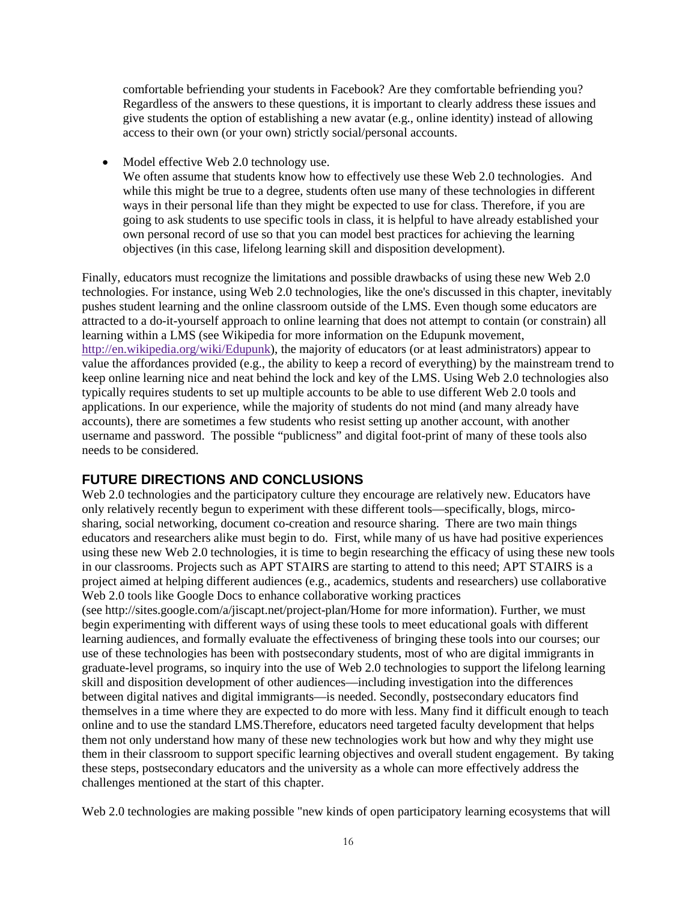comfortable befriending your students in Facebook? Are they comfortable befriending you? Regardless of the answers to these questions, it is important to clearly address these issues and give students the option of establishing a new avatar (e.g., online identity) instead of allowing access to their own (or your own) strictly social/personal accounts.

- Model effective Web 2.0 technology use.
  We often assume that students know how to effectively use these Web 2.0 technologies. And while this might be true to a degree, students often use many of these technologies in different ways in their personal life than they might be expected to use for class. Therefore, if you are going to ask students to use specific tools in class, it is helpful to have already established your own personal record of use so that you can model best practices for achieving the learning objectives (in this case, lifelong learning skill and disposition development).

Finally, educators must recognize the limitations and possible drawbacks of using these new Web 2.0 technologies. For instance, using Web 2.0 technologies, like the one's discussed in this chapter, inevitably pushes student learning and the online classroom outside of the LMS. Even though some educators are attracted to a do-it-yourself approach to online learning that does not attempt to contain (or constrain) all learning within a LMS (see Wikipedia for more information on the Edupunk movement, http://en.wikipedia.org/wiki/Edupunk), the majority of educators (or at least administrators) appear to value the affordances provided (e.g., the ability to keep a record of everything) by the mainstream trend to keep online learning nice and neat behind the lock and key of the LMS. Using Web 2.0 technologies also typically requires students to set up multiple accounts to be able to use different Web 2.0 tools and applications. In our experience, while the majority of students do not mind (and many already have accounts), there are sometimes a few students who resist setting up another account, with another username and password. The possible "publicness" and digital foot-print of many of these tools also needs to be considered.

## FUTURE DIRECTIONS AND CONCLUSIONS

Web 2.0 technologies and the participatory culture they encourage are relatively new. Educators have only relatively recently begun to experiment with these different tools—specifically, blogs, mirco-sharing, social networking, document co-creation and resource sharing. There are two main things educators and researchers alike must begin to do. First, while many of us have had positive experiences using these new Web 2.0 technologies, it is time to begin researching the efficacy of using these new tools in our classrooms. Projects such as APT STAIRS are starting to attend to this need; APT STAIRS is a project aimed at helping different audiences (e.g., academics, students and researchers) use collaborative Web 2.0 tools like Google Docs to enhance collaborative working practices (see http://sites.google.com/a/jiscapt.net/project-plan/Home for more information). Further, we must begin experimenting with different ways of using these tools to meet educational goals with different learning audiences, and formally evaluate the effectiveness of bringing these tools into our courses; our use of these technologies has been with postsecondary students, most of who are digital immigrants in graduate-level programs, so inquiry into the use of Web 2.0 technologies to support the lifelong learning skill and disposition development of other audiences—including investigation into the differences between digital natives and digital immigrants—is needed. Secondly, postsecondary educators find themselves in a time where they are expected to do more with less. Many find it difficult enough to teach online and to use the standard LMS.Therefore, educators need targeted faculty development that helps them not only understand how many of these new technologies work but how and why they might use them in their classroom to support specific learning objectives and overall student engagement. By taking these steps, postsecondary educators and the university as a whole can more effectively address the challenges mentioned at the start of this chapter.

Web 2.0 technologies are making possible "new kinds of open participatory learning ecosystems that will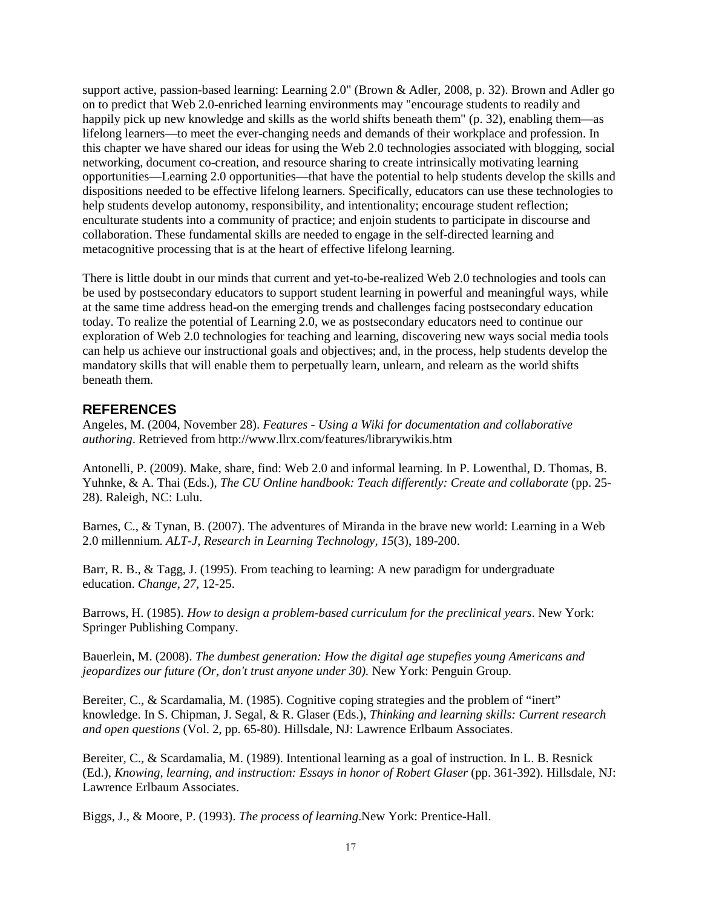support active, passion-based learning: Learning 2.0" (Brown & Adler, 2008, p. 32). Brown and Adler go on to predict that Web 2.0-enriched learning environments may "encourage students to readily and happily pick up new knowledge and skills as the world shifts beneath them" (p. 32), enabling them—as lifelong learners—to meet the ever-changing needs and demands of their workplace and profession. In this chapter we have shared our ideas for using the Web 2.0 technologies associated with blogging, social networking, document co-creation, and resource sharing to create intrinsically motivating learning opportunities—Learning 2.0 opportunities—that have the potential to help students develop the skills and dispositions needed to be effective lifelong learners. Specifically, educators can use these technologies to help students develop autonomy, responsibility, and intentionality; encourage student reflection; enculturate students into a community of practice; and enjoin students to participate in discourse and collaboration. These fundamental skills are needed to engage in the self-directed learning and metacognitive processing that is at the heart of effective lifelong learning.

There is little doubt in our minds that current and yet-to-be-realized Web 2.0 technologies and tools can be used by postsecondary educators to support student learning in powerful and meaningful ways, while at the same time address head-on the emerging trends and challenges facing postsecondary education today. To realize the potential of Learning 2.0, we as postsecondary educators need to continue our exploration of Web 2.0 technologies for teaching and learning, discovering new ways social media tools can help us achieve our instructional goals and objectives; and, in the process, help students develop the mandatory skills that will enable them to perpetually learn, unlearn, and relearn as the world shifts beneath them.

## REFERENCES

Angeles, M. (2004, November 28). *Features - Using a Wiki for documentation and collaborative authoring*. Retrieved from http://www.llrx.com/features/librarywikis.htm

Antonelli, P. (2009). Make, share, find: Web 2.0 and informal learning. In P. Lowenthal, D. Thomas, B. Yuhnke, & A. Thai (Eds.), *The CU Online handbook: Teach differently: Create and collaborate* (pp. 25-28). Raleigh, NC: Lulu.

Barnes, C., & Tynan, B. (2007). The adventures of Miranda in the brave new world: Learning in a Web 2.0 millennium. *ALT-J, Research in Learning Technology, 15*(3), 189-200.

Barr, R. B., & Tagg, J. (1995). From teaching to learning: A new paradigm for undergraduate education. *Change, 27*, 12-25.

Barrows, H. (1985). *How to design a problem-based curriculum for the preclinical years*. New York: Springer Publishing Company.

Bauerlein, M. (2008). *The dumbest generation: How the digital age stupefies young Americans and jeopardizes our future (Or, don't trust anyone under 30).* New York: Penguin Group.

Bereiter, C., & Scardamalia, M. (1985). Cognitive coping strategies and the problem of "inert" knowledge. In S. Chipman, J. Segal, & R. Glaser (Eds.), *Thinking and learning skills: Current research and open questions* (Vol. 2, pp. 65-80). Hillsdale, NJ: Lawrence Erlbaum Associates.

Bereiter, C., & Scardamalia, M. (1989). Intentional learning as a goal of instruction. In L. B. Resnick (Ed.), *Knowing, learning, and instruction: Essays in honor of Robert Glaser* (pp. 361-392). Hillsdale, NJ: Lawrence Erlbaum Associates.

Biggs, J., & Moore, P. (1993). *The process of learning*.New York: Prentice-Hall.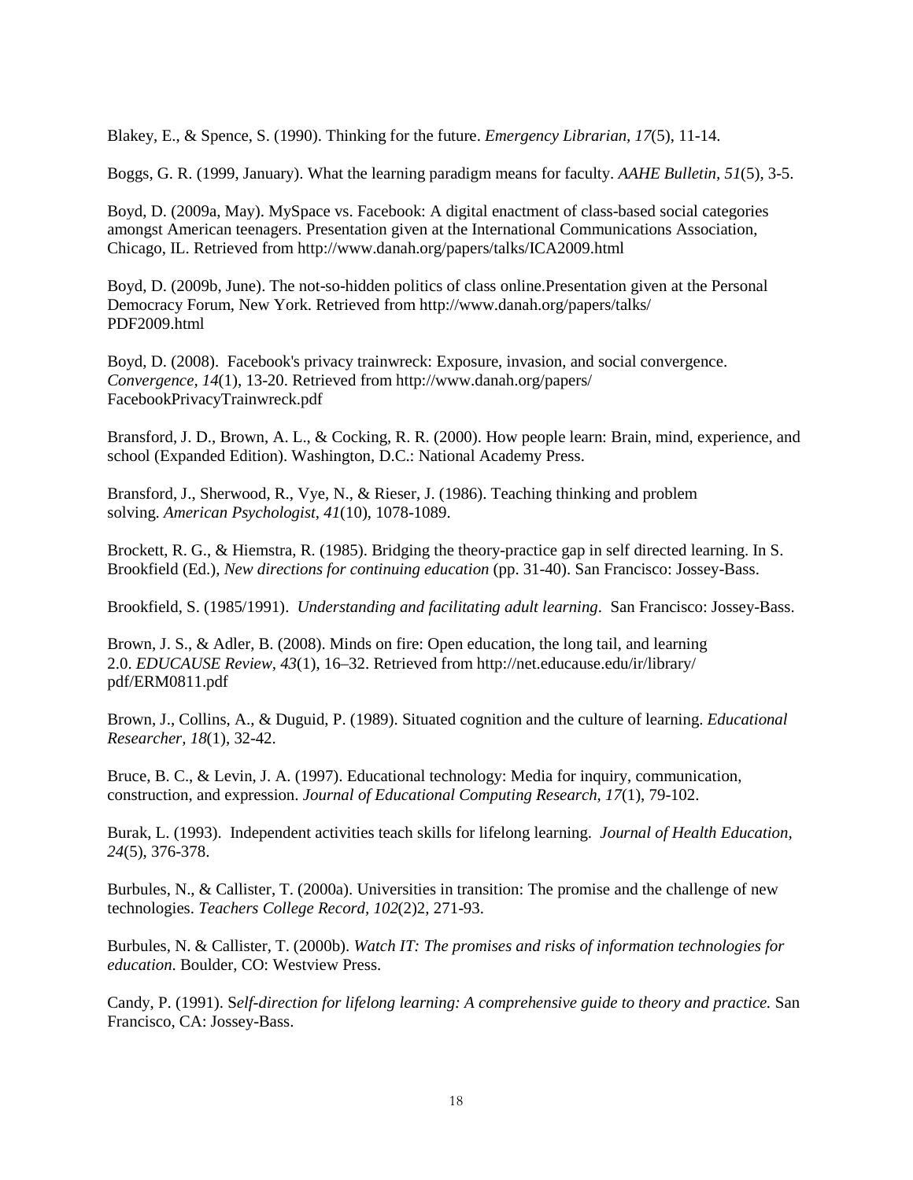Blakey, E., & Spence, S. (1990). Thinking for the future. *Emergency Librarian, 17*(5), 11-14.

Boggs, G. R. (1999, January). What the learning paradigm means for faculty. *AAHE Bulletin, 51*(5), 3-5.

Boyd, D. (2009a, May). MySpace vs. Facebook: A digital enactment of class-based social categories amongst American teenagers. Presentation given at the International Communications Association, Chicago, IL. Retrieved from http://www.danah.org/papers/talks/ICA2009.html

Boyd, D. (2009b, June). The not-so-hidden politics of class online.Presentation given at the Personal Democracy Forum, New York. Retrieved from http://www.danah.org/papers/talks/PDF2009.html

Boyd, D. (2008). Facebook's privacy trainwreck: Exposure, invasion, and social convergence. *Convergence, 14*(1), 13-20. Retrieved from http://www.danah.org/papers/FacebookPrivacyTrainwreck.pdf

Bransford, J. D., Brown, A. L., & Cocking, R. R. (2000). How people learn: Brain, mind, experience, and school (Expanded Edition). Washington, D.C.: National Academy Press.

Bransford, J., Sherwood, R., Vye, N., & Rieser, J. (1986). Teaching thinking and problem solving. *American Psychologist, 41*(10), 1078-1089.

Brockett, R. G., & Hiemstra, R. (1985). Bridging the theory-practice gap in self directed learning. In S. Brookfield (Ed.), *New directions for continuing education* (pp. 31-40). San Francisco: Jossey-Bass.

Brookfield, S. (1985/1991). *Understanding and facilitating adult learning*. San Francisco: Jossey-Bass.

Brown, J. S., & Adler, B. (2008). Minds on fire: Open education, the long tail, and learning 2.0. *EDUCAUSE Review, 43*(1), 16–32. Retrieved from http://net.educause.edu/ir/library/pdf/ERM0811.pdf

Brown, J., Collins, A., & Duguid, P. (1989). Situated cognition and the culture of learning. *Educational Researcher, 18*(1), 32-42.

Bruce, B. C., & Levin, J. A. (1997). Educational technology: Media for inquiry, communication, construction, and expression. *Journal of Educational Computing Research, 17*(1), 79-102.

Burak, L. (1993). Independent activities teach skills for lifelong learning. *Journal of Health Education, 24*(5), 376-378.

Burbules, N., & Callister, T. (2000a). Universities in transition: The promise and the challenge of new technologies. *Teachers College Record, 102*(2)2, 271-93.

Burbules, N. & Callister, T. (2000b). *Watch IT: The promises and risks of information technologies for education.* Boulder, CO: Westview Press.

Candy, P. (1991). S*elf-direction for lifelong learning: A comprehensive guide to theory and practice.* San Francisco, CA: Jossey-Bass.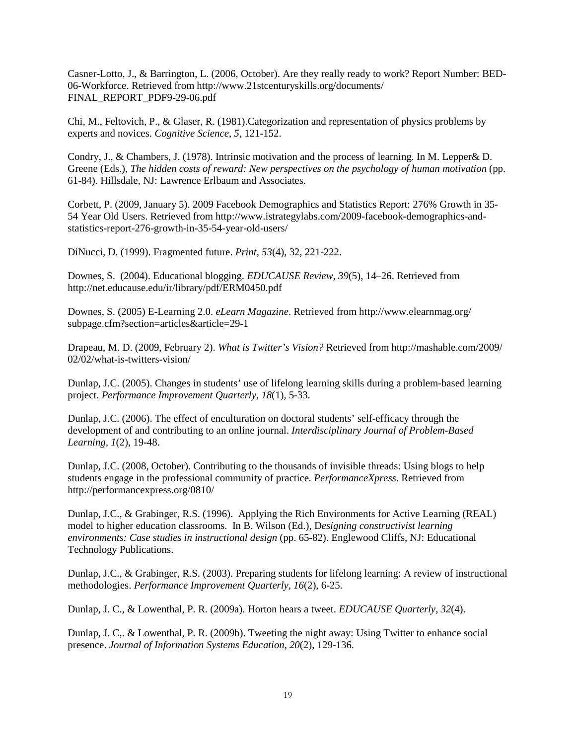Casner-Lotto, J., & Barrington, L. (2006, October). Are they really ready to work? Report Number: BED-06-Workforce. Retrieved from http://www.21stcenturyskills.org/documents/FINAL_REPORT_PDF9-29-06.pdf

Chi, M., Feltovich, P., & Glaser, R. (1981).Categorization and representation of physics problems by experts and novices. *Cognitive Science, 5*, 121-152.

Condry, J., & Chambers, J. (1978). Intrinsic motivation and the process of learning. In M. Lepper& D. Greene (Eds.), *The hidden costs of reward: New perspectives on the psychology of human motivation* (pp. 61-84). Hillsdale, NJ: Lawrence Erlbaum and Associates.

Corbett, P. (2009, January 5). 2009 Facebook Demographics and Statistics Report: 276% Growth in 35-54 Year Old Users. Retrieved from http://www.istrategylabs.com/2009-facebook-demographics-and-statistics-report-276-growth-in-35-54-year-old-users/

DiNucci, D. (1999). Fragmented future. *Print, 53*(4), 32, 221-222.

Downes, S. (2004). Educational blogging. *EDUCAUSE Review, 39*(5), 14–26. Retrieved from http://net.educause.edu/ir/library/pdf/ERM0450.pdf

Downes, S. (2005) E-Learning 2.0. *eLearn Magazine*. Retrieved from http://www.elearnmag.org/subpage.cfm?section=articles&article=29-1

Drapeau, M. D. (2009, February 2). *What is Twitter's Vision?* Retrieved from http://mashable.com/2009/02/02/what-is-twitters-vision/

Dunlap, J.C. (2005). Changes in students' use of lifelong learning skills during a problem-based learning project. *Performance Improvement Quarterly, 18*(1), 5-33.

Dunlap, J.C. (2006). The effect of enculturation on doctoral students' self-efficacy through the development of and contributing to an online journal. *Interdisciplinary Journal of Problem-Based Learning, 1*(2), 19-48.

Dunlap, J.C. (2008, October). Contributing to the thousands of invisible threads: Using blogs to help students engage in the professional community of practice. *PerformanceXpress*. Retrieved from http://performancexpress.org/0810/

Dunlap, J.C., & Grabinger, R.S. (1996). Applying the Rich Environments for Active Learning (REAL) model to higher education classrooms. In B. Wilson (Ed.), D*esigning constructivist learning environments: Case studies in instructional design* (pp. 65-82). Englewood Cliffs, NJ: Educational Technology Publications.

Dunlap, J.C., & Grabinger, R.S. (2003). Preparing students for lifelong learning: A review of instructional methodologies. *Performance Improvement Quarterly, 16*(2), 6-25.

Dunlap, J. C., & Lowenthal, P. R. (2009a). Horton hears a tweet. *EDUCAUSE Quarterly, 32*(4).

Dunlap, J. C,. & Lowenthal, P. R. (2009b). Tweeting the night away: Using Twitter to enhance social presence. *Journal of Information Systems Education, 20*(2), 129-136.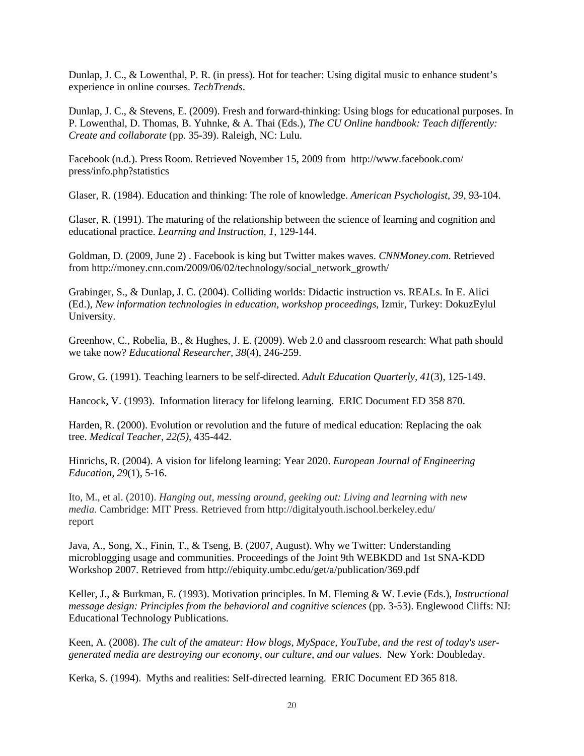Dunlap, J. C., & Lowenthal, P. R. (in press). Hot for teacher: Using digital music to enhance student's experience in online courses. *TechTrends*.

Dunlap, J. C., & Stevens, E. (2009). Fresh and forward-thinking: Using blogs for educational purposes. In P. Lowenthal, D. Thomas, B. Yuhnke, & A. Thai (Eds.), *The CU Online handbook: Teach differently: Create and collaborate* (pp. 35-39). Raleigh, NC: Lulu.

Facebook (n.d.). Press Room. Retrieved November 15, 2009 from http://www.facebook.com/press/info.php?statistics

Glaser, R. (1984). Education and thinking: The role of knowledge. *American Psychologist, 39*, 93-104.

Glaser, R. (1991). The maturing of the relationship between the science of learning and cognition and educational practice. *Learning and Instruction, 1,* 129-144.

Goldman, D. (2009, June 2) . Facebook is king but Twitter makes waves. *CNNMoney.com*. Retrieved from http://money.cnn.com/2009/06/02/technology/social_network_growth/

Grabinger, S., & Dunlap, J. C. (2004). Colliding worlds: Didactic instruction vs. REALs. In E. Alici (Ed.), *New information technologies in education, workshop proceedings*, Izmir, Turkey: DokuzEylul University.

Greenhow, C., Robelia, B., & Hughes, J. E. (2009). Web 2.0 and classroom research: What path should we take now? *Educational Researcher, 38*(4), 246-259.

Grow, G. (1991). Teaching learners to be self-directed. *Adult Education Quarterly, 41*(3), 125-149.

Hancock, V. (1993). Information literacy for lifelong learning. ERIC Document ED 358 870.

Harden, R. (2000). Evolution or revolution and the future of medical education: Replacing the oak tree. *Medical Teacher, 22(5)*, 435-442.

Hinrichs, R. (2004). A vision for lifelong learning: Year 2020. *European Journal of Engineering Education, 29*(1), 5-16.

Ito, M., et al. (2010). *Hanging out, messing around, geeking out: Living and learning with new media.* Cambridge: MIT Press. Retrieved from http://digitalyouth.ischool.berkeley.edu/report

Java, A., Song, X., Finin, T., & Tseng, B. (2007, August). Why we Twitter: Understanding microblogging usage and communities. Proceedings of the Joint 9th WEBKDD and 1st SNA-KDD Workshop 2007. Retrieved from http://ebiquity.umbc.edu/get/a/publication/369.pdf

Keller, J., & Burkman, E. (1993). Motivation principles. In M. Fleming & W. Levie (Eds.), *Instructional message design: Principles from the behavioral and cognitive sciences* (pp. 3-53). Englewood Cliffs: NJ: Educational Technology Publications.

Keen, A. (2008). *The cult of the amateur: How blogs, MySpace, YouTube, and the rest of today's user-generated media are destroying our economy, our culture, and our values*. New York: Doubleday.

Kerka, S. (1994). Myths and realities: Self-directed learning. ERIC Document ED 365 818.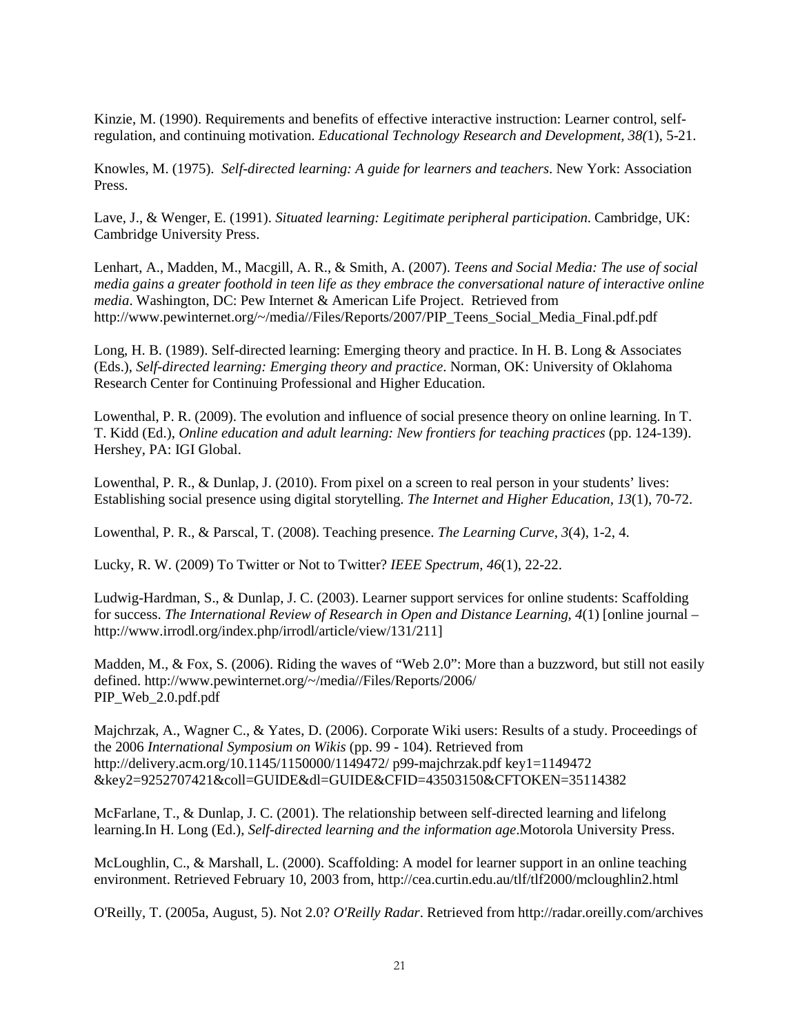Kinzie, M. (1990). Requirements and benefits of effective interactive instruction: Learner control, self-regulation, and continuing motivation. *Educational Technology Research and Development, 38(*1), 5-21.

Knowles, M. (1975). *Self-directed learning: A guide for learners and teachers*. New York: Association Press.

Lave, J., & Wenger, E. (1991). *Situated learning: Legitimate peripheral participation*. Cambridge, UK: Cambridge University Press.

Lenhart, A., Madden, M., Macgill, A. R., & Smith, A. (2007). *Teens and Social Media: The use of social media gains a greater foothold in teen life as they embrace the conversational nature of interactive online media*. Washington, DC: Pew Internet & American Life Project. Retrieved from http://www.pewinternet.org/~/media//Files/Reports/2007/PIP_Teens_Social_Media_Final.pdf.pdf

Long, H. B. (1989). Self-directed learning: Emerging theory and practice. In H. B. Long & Associates (Eds.), *Self-directed learning: Emerging theory and practice*. Norman, OK: University of Oklahoma Research Center for Continuing Professional and Higher Education.

Lowenthal, P. R. (2009). The evolution and influence of social presence theory on online learning. In T. T. Kidd (Ed.), *Online education and adult learning: New frontiers for teaching practices* (pp. 124-139). Hershey, PA: IGI Global.

Lowenthal, P. R., & Dunlap, J. (2010). From pixel on a screen to real person in your students' lives: Establishing social presence using digital storytelling. *The Internet and Higher Education, 13*(1), 70-72.

Lowenthal, P. R., & Parscal, T. (2008). Teaching presence. *The Learning Curve, 3*(4), 1-2, 4.

Lucky, R. W. (2009) To Twitter or Not to Twitter? *IEEE Spectrum, 46*(1), 22-22.

Ludwig-Hardman, S., & Dunlap, J. C. (2003). Learner support services for online students: Scaffolding for success. *The International Review of Research in Open and Distance Learning, 4*(1) [online journal – http://www.irrodl.org/index.php/irrodl/article/view/131/211]

Madden, M., & Fox, S. (2006). Riding the waves of "Web 2.0": More than a buzzword, but still not easily defined. http://www.pewinternet.org/~/media//Files/Reports/2006/ PIP_Web_2.0.pdf.pdf

Majchrzak, A., Wagner C., & Yates, D. (2006). Corporate Wiki users: Results of a study. Proceedings of the 2006 *International Symposium on Wikis* (pp. 99 - 104). Retrieved from http://delivery.acm.org/10.1145/1150000/1149472/ p99-majchrzak.pdf key1=1149472 &key2=9252707421&coll=GUIDE&dl=GUIDE&CFID=43503150&CFTOKEN=35114382

McFarlane, T., & Dunlap, J. C. (2001). The relationship between self-directed learning and lifelong learning.In H. Long (Ed.), *Self-directed learning and the information age*.Motorola University Press.

McLoughlin, C., & Marshall, L. (2000). Scaffolding: A model for learner support in an online teaching environment. Retrieved February 10, 2003 from, http://cea.curtin.edu.au/tlf/tlf2000/mcloughlin2.html

O'Reilly, T. (2005a, August, 5). Not 2.0? *O'Reilly Radar*. Retrieved from http://radar.oreilly.com/archives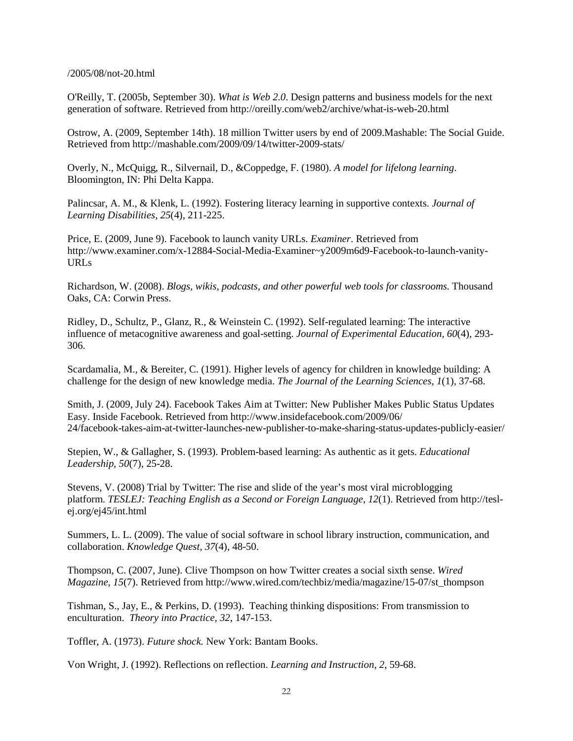/2005/08/not-20.html

O'Reilly, T. (2005b, September 30). *What is Web 2.0*. Design patterns and business models for the next generation of software. Retrieved from http://oreilly.com/web2/archive/what-is-web-20.html

Ostrow, A. (2009, September 14th). 18 million Twitter users by end of 2009.Mashable: The Social Guide. Retrieved from http://mashable.com/2009/09/14/twitter-2009-stats/

Overly, N., McQuigg, R., Silvernail, D., &Coppedge, F. (1980). *A model for lifelong learning*. Bloomington, IN: Phi Delta Kappa.

Palincsar, A. M., & Klenk, L. (1992). Fostering literacy learning in supportive contexts. *Journal of Learning Disabilities, 25*(4), 211-225.

Price, E. (2009, June 9). Facebook to launch vanity URLs. *Examiner*. Retrieved from http://www.examiner.com/x-12884-Social-Media-Examiner~y2009m6d9-Facebook-to-launch-vanity-URLs

Richardson, W. (2008). *Blogs, wikis, podcasts, and other powerful web tools for classrooms.* Thousand Oaks, CA: Corwin Press.

Ridley, D., Schultz, P., Glanz, R., & Weinstein C. (1992). Self-regulated learning: The interactive influence of metacognitive awareness and goal-setting. *Journal of Experimental Education, 60*(4), 293-306.

Scardamalia, M., & Bereiter, C. (1991). Higher levels of agency for children in knowledge building: A challenge for the design of new knowledge media. *The Journal of the Learning Sciences, 1*(1), 37-68.

Smith, J. (2009, July 24). Facebook Takes Aim at Twitter: New Publisher Makes Public Status Updates Easy. Inside Facebook. Retrieved from http://www.insidefacebook.com/2009/06/24/facebook-takes-aim-at-twitter-launches-new-publisher-to-make-sharing-status-updates-publicly-easier/

Stepien, W., & Gallagher, S. (1993). Problem-based learning: As authentic as it gets. *Educational Leadership, 50*(7), 25-28.

Stevens, V. (2008) Trial by Twitter: The rise and slide of the year's most viral microblogging platform. *TESLEJ: Teaching English as a Second or Foreign Language, 12*(1). Retrieved from http://tesl-ej.org/ej45/int.html

Summers, L. L. (2009). The value of social software in school library instruction, communication, and collaboration. *Knowledge Quest, 37*(4), 48-50.

Thompson, C. (2007, June). Clive Thompson on how Twitter creates a social sixth sense. *Wired Magazine, 15*(7). Retrieved from http://www.wired.com/techbiz/media/magazine/15-07/st_thompson

Tishman, S., Jay, E., & Perkins, D. (1993). Teaching thinking dispositions: From transmission to enculturation. *Theory into Practice, 32*, 147-153.

Toffler, A. (1973). *Future shock.* New York: Bantam Books.

Von Wright, J. (1992). Reflections on reflection. *Learning and Instruction, 2*, 59-68.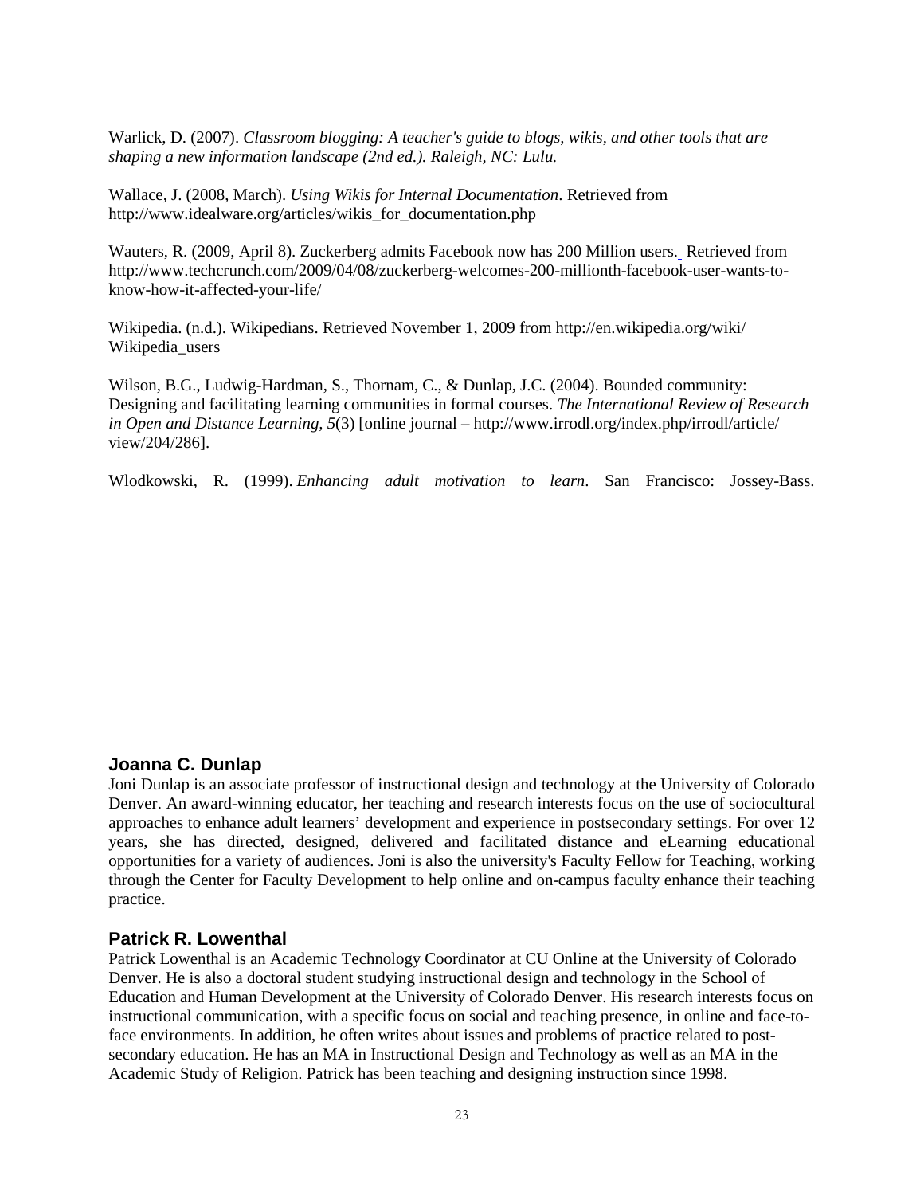Warlick, D. (2007). *Classroom blogging: A teacher's guide to blogs, wikis, and other tools that are shaping a new information landscape (2nd ed.). Raleigh, NC: Lulu.*

Wallace, J. (2008, March). *Using Wikis for Internal Documentation*. Retrieved from http://www.idealware.org/articles/wikis_for_documentation.php

Wauters, R. (2009, April 8). Zuckerberg admits Facebook now has 200 Million users. Retrieved from http://www.techcrunch.com/2009/04/08/zuckerberg-welcomes-200-millionth-facebook-user-wants-to-know-how-it-affected-your-life/

Wikipedia. (n.d.). Wikipedians. Retrieved November 1, 2009 from http://en.wikipedia.org/wiki/Wikipedia_users

Wilson, B.G., Ludwig-Hardman, S., Thornam, C., & Dunlap, J.C. (2004). Bounded community: Designing and facilitating learning communities in formal courses. *The International Review of Research in Open and Distance Learning, 5*(3) [online journal – http://www.irrodl.org/index.php/irrodl/article/view/204/286].

Wlodkowski, R. (1999). *Enhancing adult motivation to learn*. San Francisco: Jossey-Bass.

### Joanna C. Dunlap

Joni Dunlap is an associate professor of instructional design and technology at the University of Colorado Denver. An award-winning educator, her teaching and research interests focus on the use of sociocultural approaches to enhance adult learners' development and experience in postsecondary settings. For over 12 years, she has directed, designed, delivered and facilitated distance and eLearning educational opportunities for a variety of audiences. Joni is also the university's Faculty Fellow for Teaching, working through the Center for Faculty Development to help online and on-campus faculty enhance their teaching practice.

### Patrick R. Lowenthal

Patrick Lowenthal is an Academic Technology Coordinator at CU Online at the University of Colorado Denver. He is also a doctoral student studying instructional design and technology in the School of Education and Human Development at the University of Colorado Denver. His research interests focus on instructional communication, with a specific focus on social and teaching presence, in online and face-to-face environments. In addition, he often writes about issues and problems of practice related to post-secondary education. He has an MA in Instructional Design and Technology as well as an MA in the Academic Study of Religion. Patrick has been teaching and designing instruction since 1998.